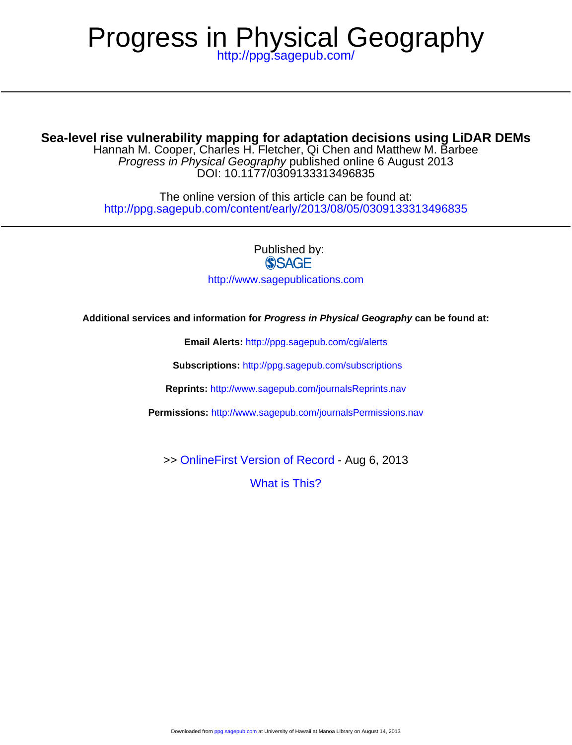# Progress in Physical Geography

http://ppg.sagepub.com/

## Sea-level rise vulnerability mapping for adaptation decisions using LiDAR DEMs

Hannah M. Cooper, Charles H. Fletcher, Qi Chen and Matthew M. Barbee

*Progress in Physical Geography* published online 6 August 2013

DOI: 10.1177/0309133313496835

The online version of this article can be found at:

http://ppg.sagepub.com/content/early/2013/08/05/0309133313496835

Published by:

SAGE

http://www.sagepublications.com

**Additional services and information for *Progress in Physical Geography* can be found at:**

**Email Alerts:** http://ppg.sagepub.com/cgi/alerts

**Subscriptions:** http://ppg.sagepub.com/subscriptions

**Reprints:** http://www.sagepub.com/journalsReprints.nav

**Permissions:** http://www.sagepub.com/journalsPermissions.nav

>> OnlineFirst Version of Record - Aug 6, 2013

What is This?

Downloaded from ppg.sagepub.com at University of Hawaii at Manoa Library on August 14, 2013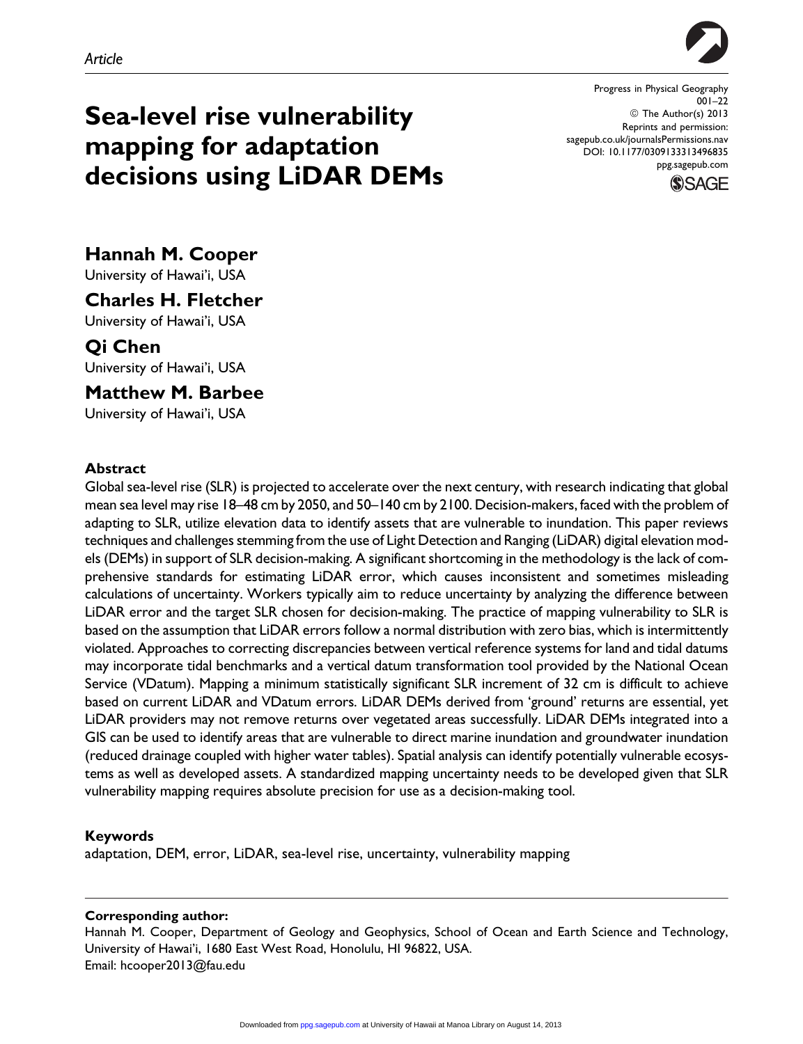*Article*

# Sea-level rise vulnerability mapping for adaptation decisions using LiDAR DEMs

**Hannah M. Cooper**
University of Hawai'i, USA

**Charles H. Fletcher**
University of Hawai'i, USA

**Qi Chen**
University of Hawai'i, USA

**Matthew M. Barbee**
University of Hawai'i, USA

### Abstract

Global sea-level rise (SLR) is projected to accelerate over the next century, with research indicating that global mean sea level may rise 18–48 cm by 2050, and 50–140 cm by 2100. Decision-makers, faced with the problem of adapting to SLR, utilize elevation data to identify assets that are vulnerable to inundation. This paper reviews techniques and challenges stemming from the use of Light Detection and Ranging (LiDAR) digital elevation models (DEMs) in support of SLR decision-making. A significant shortcoming in the methodology is the lack of comprehensive standards for estimating LiDAR error, which causes inconsistent and sometimes misleading calculations of uncertainty. Workers typically aim to reduce uncertainty by analyzing the difference between LiDAR error and the target SLR chosen for decision-making. The practice of mapping vulnerability to SLR is based on the assumption that LiDAR errors follow a normal distribution with zero bias, which is intermittently violated. Approaches to correcting discrepancies between vertical reference systems for land and tidal datums may incorporate tidal benchmarks and a vertical datum transformation tool provided by the National Ocean Service (VDatum). Mapping a minimum statistically significant SLR increment of 32 cm is difficult to achieve based on current LiDAR and VDatum errors. LiDAR DEMs derived from 'ground' returns are essential, yet LiDAR providers may not remove returns over vegetated areas successfully. LiDAR DEMs integrated into a GIS can be used to identify areas that are vulnerable to direct marine inundation and groundwater inundation (reduced drainage coupled with higher water tables). Spatial analysis can identify potentially vulnerable ecosystems as well as developed assets. A standardized mapping uncertainty needs to be developed given that SLR vulnerability mapping requires absolute precision for use as a decision-making tool.

### Keywords

adaptation, DEM, error, LiDAR, sea-level rise, uncertainty, vulnerability mapping

**Corresponding author:**
Hannah M. Cooper, Department of Geology and Geophysics, School of Ocean and Earth Science and Technology, University of Hawai'i, 1680 East West Road, Honolulu, HI 96822, USA.
Email: hcooper2013@fau.edu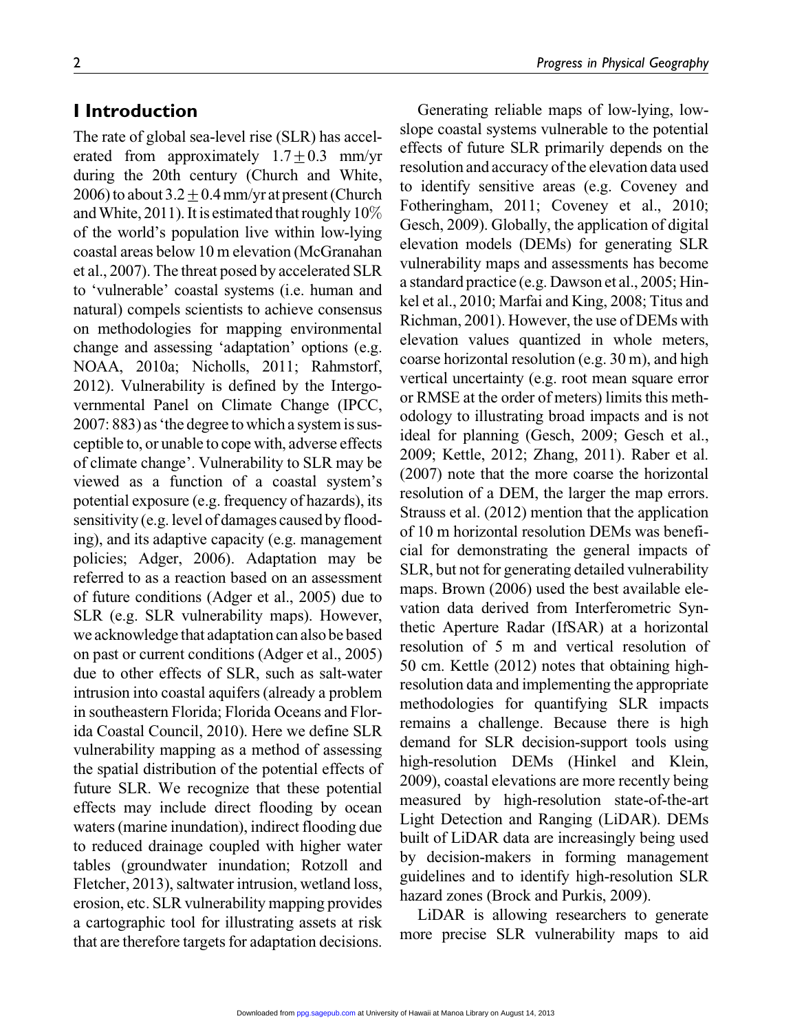## I Introduction

The rate of global sea-level rise (SLR) has accelerated from approximately $1.7 \pm 0.3$ mm/yr during the 20th century (Church and White, 2006) to about $3.2 \pm 0.4$ mm/yr at present (Church and White, 2011). It is estimated that roughly 10% of the world's population live within low-lying coastal areas below 10 m elevation (McGranahan et al., 2007). The threat posed by accelerated SLR to 'vulnerable' coastal systems (i.e. human and natural) compels scientists to achieve consensus on methodologies for mapping environmental change and assessing 'adaptation' options (e.g. NOAA, 2010a; Nicholls, 2011; Rahmstorf, 2012). Vulnerability is defined by the Intergovernmental Panel on Climate Change (IPCC, 2007: 883) as 'the degree to which a system is susceptible to, or unable to cope with, adverse effects of climate change'. Vulnerability to SLR may be viewed as a function of a coastal system's potential exposure (e.g. frequency of hazards), its sensitivity (e.g. level of damages caused by flooding), and its adaptive capacity (e.g. management policies; Adger, 2006). Adaptation may be referred to as a reaction based on an assessment of future conditions (Adger et al., 2005) due to SLR (e.g. SLR vulnerability maps). However, we acknowledge that adaptation can also be based on past or current conditions (Adger et al., 2005) due to other effects of SLR, such as salt-water intrusion into coastal aquifers (already a problem in southeastern Florida; Florida Oceans and Florida Coastal Council, 2010). Here we define SLR vulnerability mapping as a method of assessing the spatial distribution of the potential effects of future SLR. We recognize that these potential effects may include direct flooding by ocean waters (marine inundation), indirect flooding due to reduced drainage coupled with higher water tables (groundwater inundation; Rotzoll and Fletcher, 2013), saltwater intrusion, wetland loss, erosion, etc. SLR vulnerability mapping provides a cartographic tool for illustrating assets at risk that are therefore targets for adaptation decisions.

Generating reliable maps of low-lying, low-slope coastal systems vulnerable to the potential effects of future SLR primarily depends on the resolution and accuracy of the elevation data used to identify sensitive areas (e.g. Coveney and Fotheringham, 2011; Coveney et al., 2010; Gesch, 2009). Globally, the application of digital elevation models (DEMs) for generating SLR vulnerability maps and assessments has become a standard practice (e.g. Dawson et al., 2005; Hinkel et al., 2010; Marfai and King, 2008; Titus and Richman, 2001). However, the use of DEMs with elevation values quantized in whole meters, coarse horizontal resolution (e.g. 30 m), and high vertical uncertainty (e.g. root mean square error or RMSE at the order of meters) limits this methodology to illustrating broad impacts and is not ideal for planning (Gesch, 2009; Gesch et al., 2009; Kettle, 2012; Zhang, 2011). Raber et al. (2007) note that the more coarse the horizontal resolution of a DEM, the larger the map errors. Strauss et al. (2012) mention that the application of 10 m horizontal resolution DEMs was beneficial for demonstrating the general impacts of SLR, but not for generating detailed vulnerability maps. Brown (2006) used the best available elevation data derived from Interferometric Synthetic Aperture Radar (IfSAR) at a horizontal resolution of 5 m and vertical resolution of 50 cm. Kettle (2012) notes that obtaining high-resolution data and implementing the appropriate methodologies for quantifying SLR impacts remains a challenge. Because there is high demand for SLR decision-support tools using high-resolution DEMs (Hinkel and Klein, 2009), coastal elevations are more recently being measured by high-resolution state-of-the-art Light Detection and Ranging (LiDAR). DEMs built of LiDAR data are increasingly being used by decision-makers in forming management guidelines and to identify high-resolution SLR hazard zones (Brock and Purkis, 2009).

LiDAR is allowing researchers to generate more precise SLR vulnerability maps to aid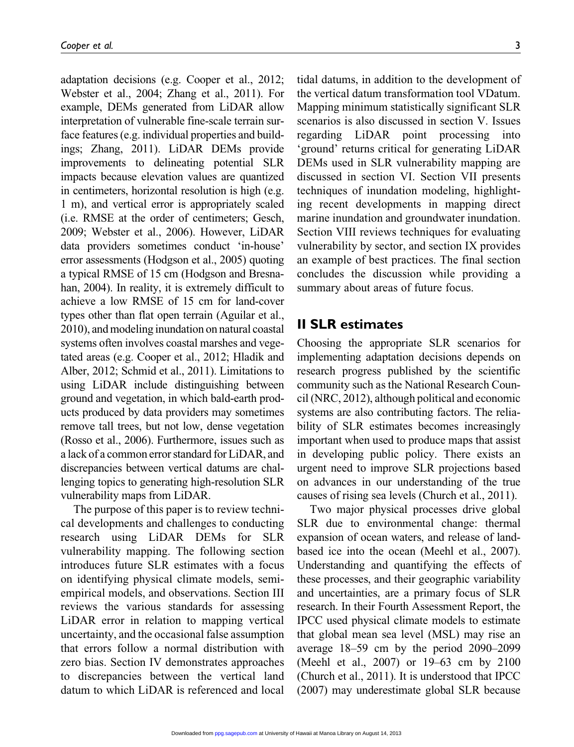adaptation decisions (e.g. Cooper et al., 2012; Webster et al., 2004; Zhang et al., 2011). For example, DEMs generated from LiDAR allow interpretation of vulnerable fine-scale terrain surface features (e.g. individual properties and buildings; Zhang, 2011). LiDAR DEMs provide improvements to delineating potential SLR impacts because elevation values are quantized in centimeters, horizontal resolution is high (e.g. 1 m), and vertical error is appropriately scaled (i.e. RMSE at the order of centimeters; Gesch, 2009; Webster et al., 2006). However, LiDAR data providers sometimes conduct 'in-house' error assessments (Hodgson et al., 2005) quoting a typical RMSE of 15 cm (Hodgson and Bresnahan, 2004). In reality, it is extremely difficult to achieve a low RMSE of 15 cm for land-cover types other than flat open terrain (Aguilar et al., 2010), and modeling inundation on natural coastal systems often involves coastal marshes and vegetated areas (e.g. Cooper et al., 2012; Hladik and Alber, 2012; Schmid et al., 2011). Limitations to using LiDAR include distinguishing between ground and vegetation, in which bald-earth products produced by data providers may sometimes remove tall trees, but not low, dense vegetation (Rosso et al., 2006). Furthermore, issues such as a lack of a common error standard for LiDAR, and discrepancies between vertical datums are challenging topics to generating high-resolution SLR vulnerability maps from LiDAR.

The purpose of this paper is to review technical developments and challenges to conducting research using LiDAR DEMs for SLR vulnerability mapping. The following section introduces future SLR estimates with a focus on identifying physical climate models, semi-empirical models, and observations. Section III reviews the various standards for assessing LiDAR error in relation to mapping vertical uncertainty, and the occasional false assumption that errors follow a normal distribution with zero bias. Section IV demonstrates approaches to discrepancies between the vertical land datum to which LiDAR is referenced and local tidal datums, in addition to the development of the vertical datum transformation tool VDatum. Mapping minimum statistically significant SLR scenarios is also discussed in section V. Issues regarding LiDAR point processing into 'ground' returns critical for generating LiDAR DEMs used in SLR vulnerability mapping are discussed in section VI. Section VII presents techniques of inundation modeling, highlighting recent developments in mapping direct marine inundation and groundwater inundation. Section VIII reviews techniques for evaluating vulnerability by sector, and section IX provides an example of best practices. The final section concludes the discussion while providing a summary about areas of future focus.

## II SLR estimates

Choosing the appropriate SLR scenarios for implementing adaptation decisions depends on research progress published by the scientific community such as the National Research Council (NRC, 2012), although political and economic systems are also contributing factors. The reliability of SLR estimates becomes increasingly important when used to produce maps that assist in developing public policy. There exists an urgent need to improve SLR projections based on advances in our understanding of the true causes of rising sea levels (Church et al., 2011).

Two major physical processes drive global SLR due to environmental change: thermal expansion of ocean waters, and release of land-based ice into the ocean (Meehl et al., 2007). Understanding and quantifying the effects of these processes, and their geographic variability and uncertainties, are a primary focus of SLR research. In their Fourth Assessment Report, the IPCC used physical climate models to estimate that global mean sea level (MSL) may rise an average 18–59 cm by the period 2090–2099 (Meehl et al., 2007) or 19–63 cm by 2100 (Church et al., 2011). It is understood that IPCC (2007) may underestimate global SLR because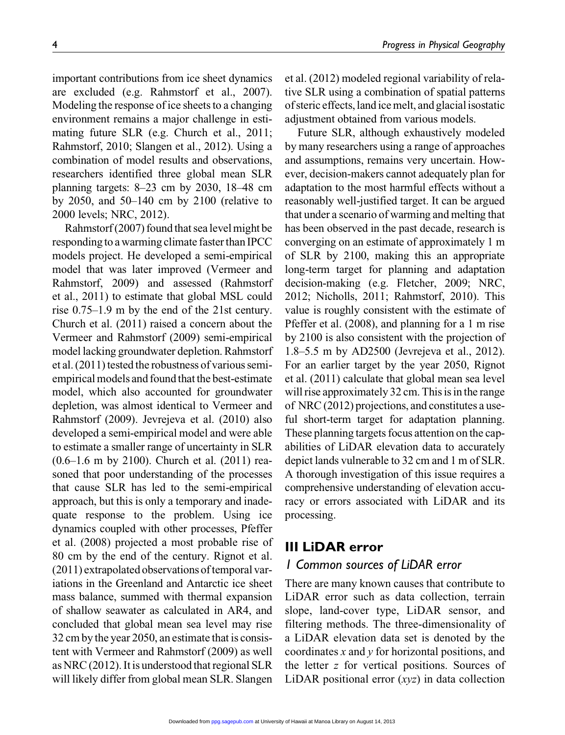important contributions from ice sheet dynamics are excluded (e.g. Rahmstorf et al., 2007). Modeling the response of ice sheets to a changing environment remains a major challenge in estimating future SLR (e.g. Church et al., 2011; Rahmstorf, 2010; Slangen et al., 2012). Using a combination of model results and observations, researchers identified three global mean SLR planning targets: 8–23 cm by 2030, 18–48 cm by 2050, and 50–140 cm by 2100 (relative to 2000 levels; NRC, 2012).

Rahmstorf (2007) found that sea level might be responding to a warming climate faster than IPCC models project. He developed a semi-empirical model that was later improved (Vermeer and Rahmstorf, 2009) and assessed (Rahmstorf et al., 2011) to estimate that global MSL could rise 0.75–1.9 m by the end of the 21st century. Church et al. (2011) raised a concern about the Vermeer and Rahmstorf (2009) semi-empirical model lacking groundwater depletion. Rahmstorf et al. (2011) tested the robustness of various semi-empirical models and found that the best-estimate model, which also accounted for groundwater depletion, was almost identical to Vermeer and Rahmstorf (2009). Jevrejeva et al. (2010) also developed a semi-empirical model and were able to estimate a smaller range of uncertainty in SLR (0.6–1.6 m by 2100). Church et al. (2011) reasoned that poor understanding of the processes that cause SLR has led to the semi-empirical approach, but this is only a temporary and inadequate response to the problem. Using ice dynamics coupled with other processes, Pfeffer et al. (2008) projected a most probable rise of 80 cm by the end of the century. Rignot et al. (2011) extrapolated observations of temporal variations in the Greenland and Antarctic ice sheet mass balance, summed with thermal expansion of shallow seawater as calculated in AR4, and concluded that global mean sea level may rise 32 cm by the year 2050, an estimate that is consistent with Vermeer and Rahmstorf (2009) as well as NRC (2012). It is understood that regional SLR will likely differ from global mean SLR. Slangen et al. (2012) modeled regional variability of relative SLR using a combination of spatial patterns of steric effects, land ice melt, and glacial isostatic adjustment obtained from various models.

Future SLR, although exhaustively modeled by many researchers using a range of approaches and assumptions, remains very uncertain. However, decision-makers cannot adequately plan for adaptation to the most harmful effects without a reasonably well-justified target. It can be argued that under a scenario of warming and melting that has been observed in the past decade, research is converging on an estimate of approximately 1 m of SLR by 2100, making this an appropriate long-term target for planning and adaptation decision-making (e.g. Fletcher, 2009; NRC, 2012; Nicholls, 2011; Rahmstorf, 2010). This value is roughly consistent with the estimate of Pfeffer et al. (2008), and planning for a 1 m rise by 2100 is also consistent with the projection of 1.8–5.5 m by AD2500 (Jevrejeva et al., 2012). For an earlier target by the year 2050, Rignot et al. (2011) calculate that global mean sea level will rise approximately 32 cm. This is in the range of NRC (2012) projections, and constitutes a useful short-term target for adaptation planning. These planning targets focus attention on the capabilities of LiDAR elevation data to accurately depict lands vulnerable to 32 cm and 1 m of SLR. A thorough investigation of this issue requires a comprehensive understanding of elevation accuracy or errors associated with LiDAR and its processing.

## III LiDAR error

### 1 Common sources of LiDAR error

There are many known causes that contribute to LiDAR error such as data collection, terrain slope, land-cover type, LiDAR sensor, and filtering methods. The three-dimensionality of a LiDAR elevation data set is denoted by the coordinates $x$ and $y$ for horizontal positions, and the letter $z$ for vertical positions. Sources of LiDAR positional error ($xyz$) in data collection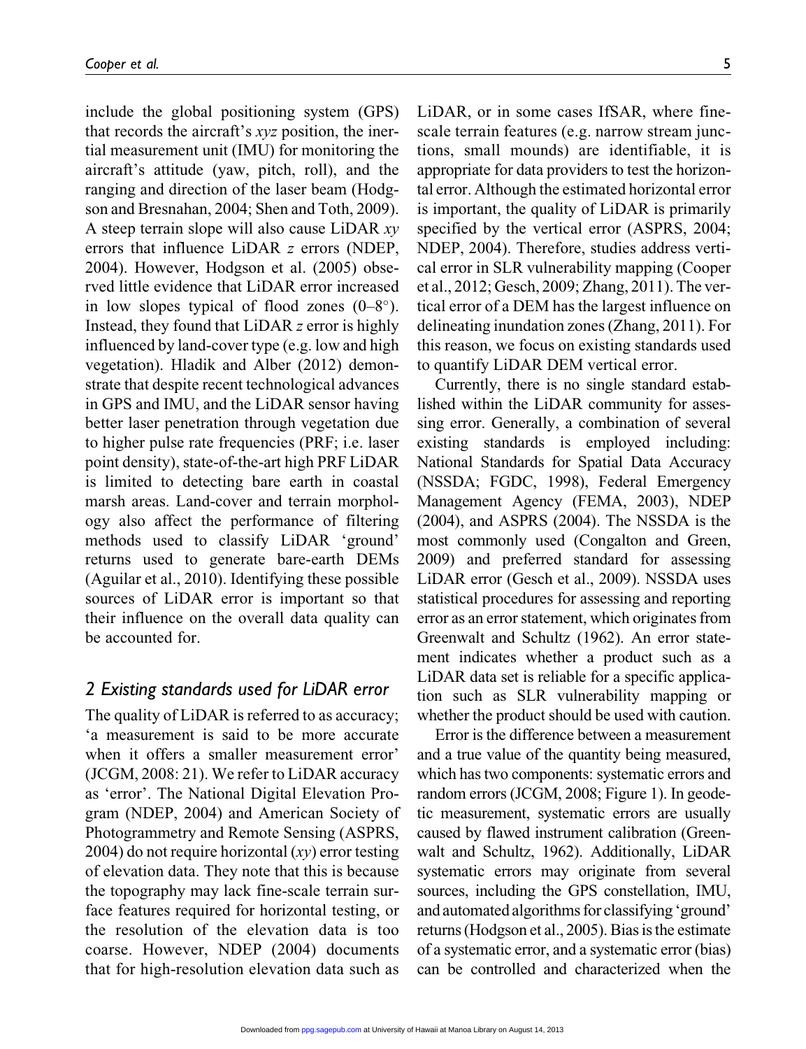include the global positioning system (GPS) that records the aircraft's *xyz* position, the inertial measurement unit (IMU) for monitoring the aircraft's attitude (yaw, pitch, roll), and the ranging and direction of the laser beam (Hodgson and Bresnahan, 2004; Shen and Toth, 2009). A steep terrain slope will also cause LiDAR *xy* errors that influence LiDAR *z* errors (NDEP, 2004). However, Hodgson et al. (2005) observed little evidence that LiDAR error increased in low slopes typical of flood zones (0–8°). Instead, they found that LiDAR *z* error is highly influenced by land-cover type (e.g. low and high vegetation). Hladik and Alber (2012) demonstrate that despite recent technological advances in GPS and IMU, and the LiDAR sensor having better laser penetration through vegetation due to higher pulse rate frequencies (PRF; i.e. laser point density), state-of-the-art high PRF LiDAR is limited to detecting bare earth in coastal marsh areas. Land-cover and terrain morphology also affect the performance of filtering methods used to classify LiDAR 'ground' returns used to generate bare-earth DEMs (Aguilar et al., 2010). Identifying these possible sources of LiDAR error is important so that their influence on the overall data quality can be accounted for.

## 2 Existing standards used for LiDAR error

The quality of LiDAR is referred to as accuracy; 'a measurement is said to be more accurate when it offers a smaller measurement error' (JCGM, 2008: 21). We refer to LiDAR accuracy as 'error'. The National Digital Elevation Program (NDEP, 2004) and American Society of Photogrammetry and Remote Sensing (ASPRS, 2004) do not require horizontal (*xy*) error testing of elevation data. They note that this is because the topography may lack fine-scale terrain surface features required for horizontal testing, or the resolution of the elevation data is too coarse. However, NDEP (2004) documents that for high-resolution elevation data such as LiDAR, or in some cases IfSAR, where fine-scale terrain features (e.g. narrow stream junctions, small mounds) are identifiable, it is appropriate for data providers to test the horizontal error. Although the estimated horizontal error is important, the quality of LiDAR is primarily specified by the vertical error (ASPRS, 2004; NDEP, 2004). Therefore, studies address vertical error in SLR vulnerability mapping (Cooper et al., 2012; Gesch, 2009; Zhang, 2011). The vertical error of a DEM has the largest influence on delineating inundation zones (Zhang, 2011). For this reason, we focus on existing standards used to quantify LiDAR DEM vertical error.

Currently, there is no single standard established within the LiDAR community for assessing error. Generally, a combination of several existing standards is employed including: National Standards for Spatial Data Accuracy (NSSDA; FGDC, 1998), Federal Emergency Management Agency (FEMA, 2003), NDEP (2004), and ASPRS (2004). The NSSDA is the most commonly used (Congalton and Green, 2009) and preferred standard for assessing LiDAR error (Gesch et al., 2009). NSSDA uses statistical procedures for assessing and reporting error as an error statement, which originates from Greenwalt and Schultz (1962). An error statement indicates whether a product such as a LiDAR data set is reliable for a specific application such as SLR vulnerability mapping or whether the product should be used with caution.

Error is the difference between a measurement and a true value of the quantity being measured, which has two components: systematic errors and random errors (JCGM, 2008; Figure 1). In geodetic measurement, systematic errors are usually caused by flawed instrument calibration (Greenwalt and Schultz, 1962). Additionally, LiDAR systematic errors may originate from several sources, including the GPS constellation, IMU, and automated algorithms for classifying 'ground' returns (Hodgson et al., 2005). Bias is the estimate of a systematic error, and a systematic error (bias) can be controlled and characterized when the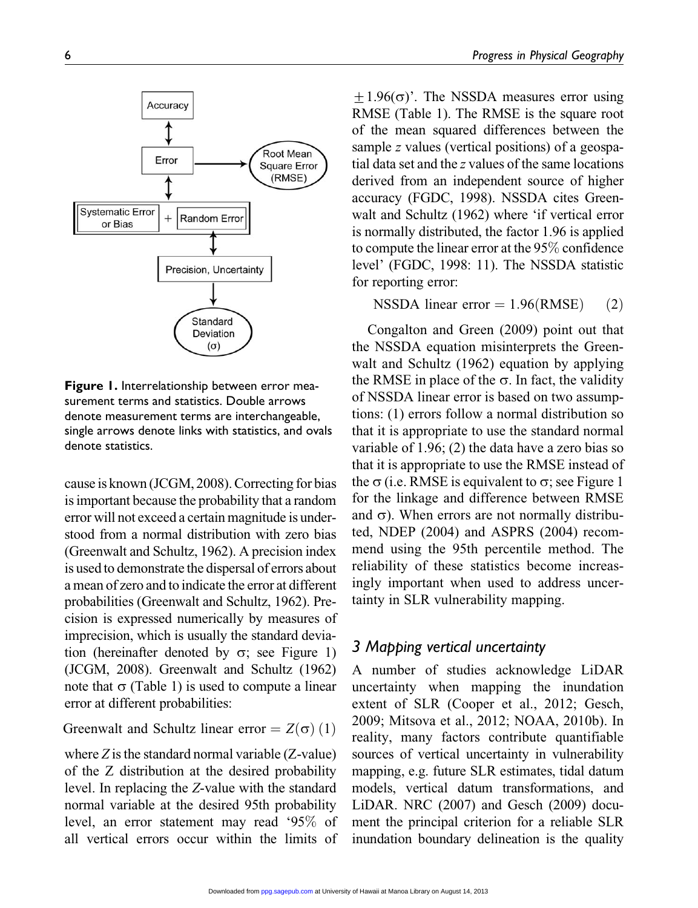Accuracy

Error

Root Mean Square Error (RMSE)

Systematic Error or Bias + Random Error

Precision, Uncertainty

Standard Deviation ($\sigma$)

**Figure 1.** Interrelationship between error measurement terms and statistics. Double arrows denote measurement terms are interchangeable, single arrows denote links with statistics, and ovals denote statistics.

cause is known (JCGM, 2008). Correcting for bias is important because the probability that a random error will not exceed a certain magnitude is understood from a normal distribution with zero bias (Greenwalt and Schultz, 1962). A precision index is used to demonstrate the dispersal of errors about a mean of zero and to indicate the error at different probabilities (Greenwalt and Schultz, 1962). Precision is expressed numerically by measures of imprecision, which is usually the standard deviation (hereinafter denoted by $\sigma$; see Figure 1) (JCGM, 2008). Greenwalt and Schultz (1962) note that $\sigma$ (Table 1) is used to compute a linear error at different probabilities:

$$\text{Greenwalt and Schultz linear error} = Z(\sigma) \quad (1)$$

where $Z$ is the standard normal variable (Z-value) of the Z distribution at the desired probability level. In replacing the $Z$-value with the standard normal variable at the desired 95th probability level, an error statement may read '95% of all vertical errors occur within the limits of $\pm 1.96(\sigma)$'. The NSSDA measures error using RMSE (Table 1). The RMSE is the square root of the mean squared differences between the sample $z$ values (vertical positions) of a geospatial data set and the $z$ values of the same locations derived from an independent source of higher accuracy (FGDC, 1998). NSSDA cites Greenwalt and Schultz (1962) where 'if vertical error is normally distributed, the factor 1.96 is applied to compute the linear error at the 95% confidence level' (FGDC, 1998: 11). The NSSDA statistic for reporting error:

$$\text{NSSDA linear error} = 1.96(\text{RMSE}) \quad (2)$$

Congalton and Green (2009) point out that the NSSDA equation misinterprets the Greenwalt and Schultz (1962) equation by applying the RMSE in place of the $\sigma$. In fact, the validity of NSSDA linear error is based on two assumptions: (1) errors follow a normal distribution so that it is appropriate to use the standard normal variable of 1.96; (2) the data have a zero bias so that it is appropriate to use the RMSE instead of the $\sigma$ (i.e. RMSE is equivalent to $\sigma$; see Figure 1 for the linkage and difference between RMSE and $\sigma$). When errors are not normally distributed, NDEP (2004) and ASPRS (2004) recommend using the 95th percentile method. The reliability of these statistics become increasingly important when used to address uncertainty in SLR vulnerability mapping.

## 3 Mapping vertical uncertainty

A number of studies acknowledge LiDAR uncertainty when mapping the inundation extent of SLR (Cooper et al., 2012; Gesch, 2009; Mitsova et al., 2012; NOAA, 2010b). In reality, many factors contribute quantifiable sources of vertical uncertainty in vulnerability mapping, e.g. future SLR estimates, tidal datum models, vertical datum transformations, and LiDAR. NRC (2007) and Gesch (2009) document the principal criterion for a reliable SLR inundation boundary delineation is the quality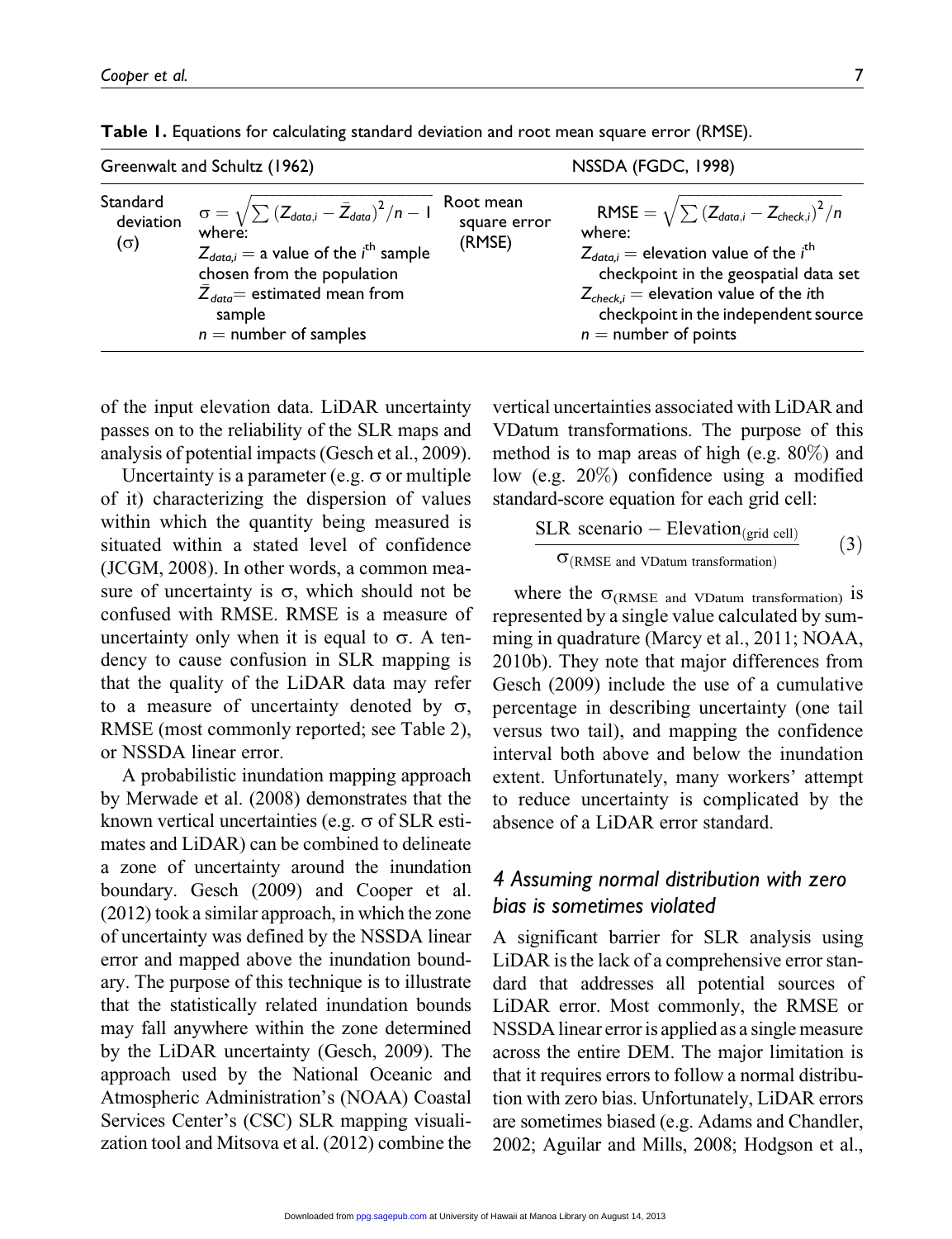**Table 1.** Equations for calculating standard deviation and root mean square error (RMSE).

| Greenwalt and Schultz (1962) | | NSSDA (FGDC, 1998) | |
|---|---|---|---|
| Standard deviation ($\sigma$) | $\sigma = \sqrt{\sum (Z_{data,i} - \bar{Z}_{data})^2 / n - 1}$ where: $Z_{data,i}$ = a value of the $i^{th}$ sample chosen from the population $\bar{Z}_{data}$= estimated mean from sample $n$ = number of samples | Root mean square error (RMSE) | $\text{RMSE} = \sqrt{\sum (Z_{data,i} - Z_{check,i})^2 / n}$ where: $Z_{data,i}$ = elevation value of the $i^{th}$ checkpoint in the geospatial data set $Z_{check,i}$ = elevation value of the $i$th checkpoint in the independent source $n$ = number of points |

of the input elevation data. LiDAR uncertainty passes on to the reliability of the SLR maps and analysis of potential impacts (Gesch et al., 2009).

Uncertainty is a parameter (e.g. $\sigma$ or multiple of it) characterizing the dispersion of values within which the quantity being measured is situated within a stated level of confidence (JCGM, 2008). In other words, a common measure of uncertainty is $\sigma$, which should not be confused with RMSE. RMSE is a measure of uncertainty only when it is equal to $\sigma$. A tendency to cause confusion in SLR mapping is that the quality of the LiDAR data may refer to a measure of uncertainty denoted by $\sigma$, RMSE (most commonly reported; see Table 2), or NSSDA linear error.

A probabilistic inundation mapping approach by Merwade et al. (2008) demonstrates that the known vertical uncertainties (e.g. $\sigma$ of SLR estimates and LiDAR) can be combined to delineate a zone of uncertainty around the inundation boundary. Gesch (2009) and Cooper et al. (2012) took a similar approach, in which the zone of uncertainty was defined by the NSSDA linear error and mapped above the inundation boundary. The purpose of this technique is to illustrate that the statistically related inundation bounds may fall anywhere within the zone determined by the LiDAR uncertainty (Gesch, 2009). The approach used by the National Oceanic and Atmospheric Administration's (NOAA) Coastal Services Center's (CSC) SLR mapping visualization tool and Mitsova et al. (2012) combine the vertical uncertainties associated with LiDAR and VDatum transformations. The purpose of this method is to map areas of high (e.g. 80%) and low (e.g. 20%) confidence using a modified standard-score equation for each grid cell:

$$\frac{\text{SLR scenario} - \text{Elevation}_{(\text{grid cell})}}{\sigma_{(\text{RMSE and VDatum transformation})}} \tag{3}$$

where the $\sigma_{(\text{RMSE and VDatum transformation})}$ is represented by a single value calculated by summing in quadrature (Marcy et al., 2011; NOAA, 2010b). They note that major differences from Gesch (2009) include the use of a cumulative percentage in describing uncertainty (one tail versus two tail), and mapping the confidence interval both above and below the inundation extent. Unfortunately, many workers' attempt to reduce uncertainty is complicated by the absence of a LiDAR error standard.

## 4 Assuming normal distribution with zero bias is sometimes violated

A significant barrier for SLR analysis using LiDAR is the lack of a comprehensive error standard that addresses all potential sources of LiDAR error. Most commonly, the RMSE or NSSDA linear error is applied as a single measure across the entire DEM. The major limitation is that it requires errors to follow a normal distribution with zero bias. Unfortunately, LiDAR errors are sometimes biased (e.g. Adams and Chandler, 2002; Aguilar and Mills, 2008; Hodgson et al.,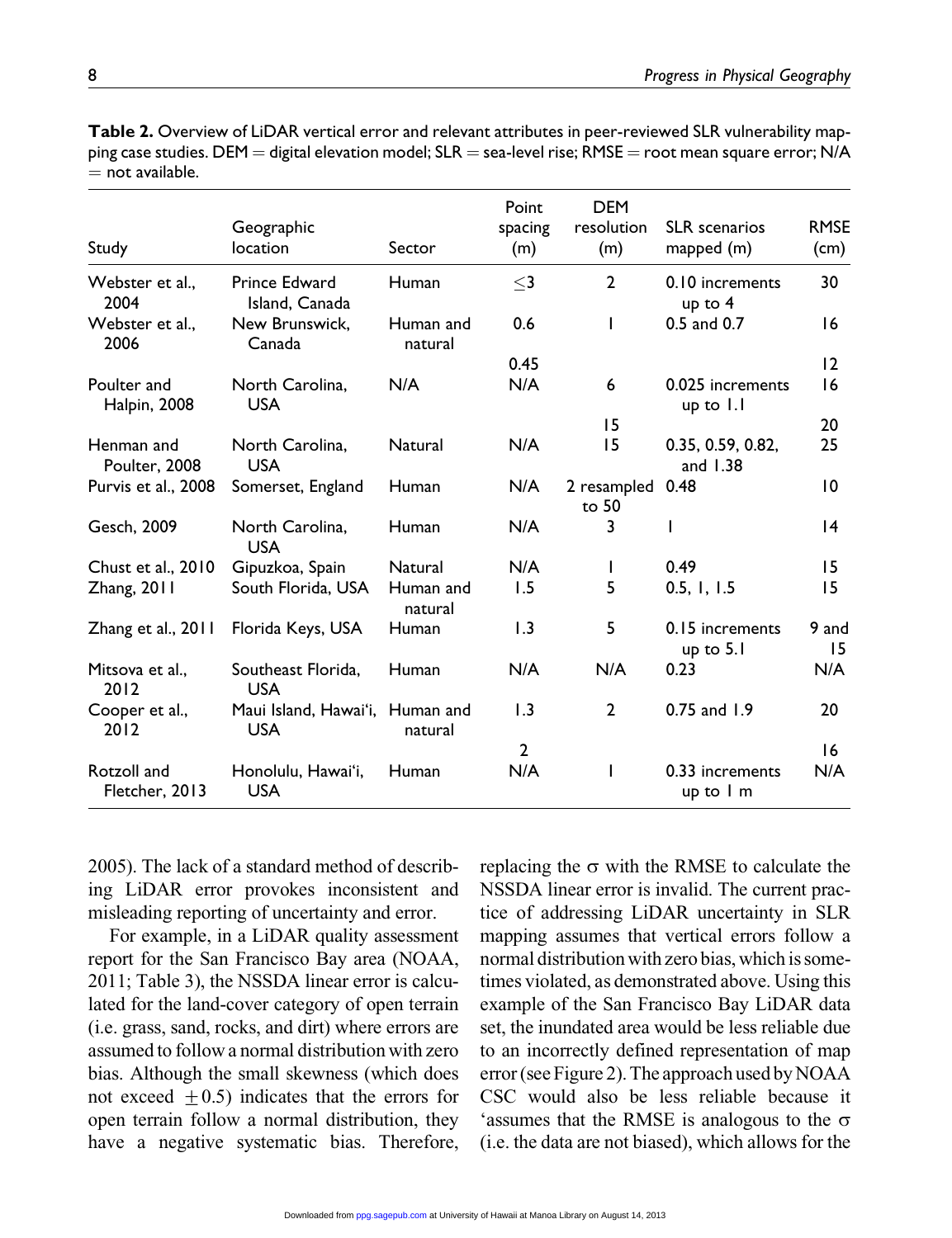**Table 2.** Overview of LiDAR vertical error and relevant attributes in peer-reviewed SLR vulnerability mapping case studies. DEM = digital elevation model; SLR = sea-level rise; RMSE = root mean square error; N/A = not available.

| Study | Geographic location | Sector | Point spacing (m) | DEM resolution (m) | SLR scenarios mapped (m) | RMSE (cm) |
|---|---|---|---|---|---|---|
| Webster et al., 2004 | Prince Edward Island, Canada | Human | ≤3 | 2 | 0.10 increments up to 4 | 30 |
| Webster et al., 2006 | New Brunswick, Canada | Human and natural | 0.6 | 1 | 0.5 and 0.7 | 16 |
| | | | 0.45 | | | 12 |
| Poulter and Halpin, 2008 | North Carolina, USA | N/A | N/A | 6 | 0.025 increments up to 1.1 | 16 |
| | | | | 15 | | 20 |
| Henman and Poulter, 2008 | North Carolina, USA | Natural | N/A | 15 | 0.35, 0.59, 0.82, and 1.38 | 25 |
| Purvis et al., 2008 | Somerset, England | Human | N/A | 2 resampled to 50 | 0.48 | 10 |
| Gesch, 2009 | North Carolina, USA | Human | N/A | 3 | 1 | 14 |
| Chust et al., 2010 | Gipuzkoa, Spain | Natural | N/A | 1 | 0.49 | 15 |
| Zhang, 2011 | South Florida, USA | Human and natural | 1.5 | 5 | 0.5, 1, 1.5 | 15 |
| Zhang et al., 2011 | Florida Keys, USA | Human | 1.3 | 5 | 0.15 increments up to 5.1 | 9 and 15 |
| Mitsova et al., 2012 | Southeast Florida, USA | Human | N/A | N/A | 0.23 | N/A |
| Cooper et al., 2012 | Maui Island, Hawai'i, USA | Human and natural | 1.3 | 2 | 0.75 and 1.9 | 20 |
| | | | 2 | | | 16 |
| Rotzoll and Fletcher, 2013 | Honolulu, Hawai'i, USA | Human | N/A | 1 | 0.33 increments up to 1 m | N/A |

2005). The lack of a standard method of describing LiDAR error provokes inconsistent and misleading reporting of uncertainty and error.

For example, in a LiDAR quality assessment report for the San Francisco Bay area (NOAA, 2011; Table 3), the NSSDA linear error is calculated for the land-cover category of open terrain (i.e. grass, sand, rocks, and dirt) where errors are assumed to follow a normal distribution with zero bias. Although the small skewness (which does not exceed $\pm 0.5$) indicates that the errors for open terrain follow a normal distribution, they have a negative systematic bias. Therefore, replacing the $\sigma$ with the RMSE to calculate the NSSDA linear error is invalid. The current practice of addressing LiDAR uncertainty in SLR mapping assumes that vertical errors follow a normal distribution with zero bias, which is sometimes violated, as demonstrated above. Using this example of the San Francisco Bay LiDAR data set, the inundated area would be less reliable due to an incorrectly defined representation of map error (see Figure 2). The approach used by NOAA CSC would also be less reliable because it 'assumes that the RMSE is analogous to the $\sigma$ (i.e. the data are not biased), which allows for the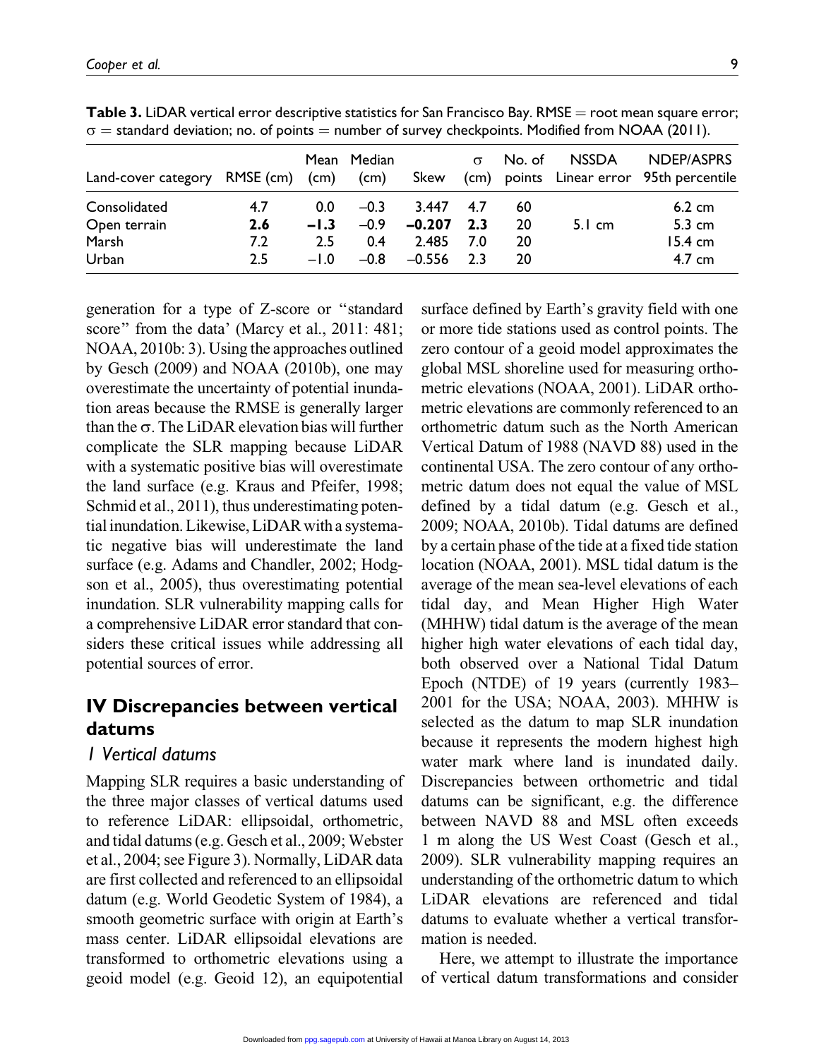**Table 3.** LiDAR vertical error descriptive statistics for San Francisco Bay. RMSE = root mean square error; $\sigma$ = standard deviation; no. of points = number of survey checkpoints. Modified from NOAA (2011).

| Land-cover category | RMSE (cm) | Mean (cm) | Median (cm) | Skew | $\sigma$ (cm) | No. of points | NSSDA Linear error | NDEP/ASPRS 95th percentile |
|---|---|---|---|---|---|---|---|---|
| Consolidated | 4.7 | 0.0 | −0.3 | 3.447 | 4.7 | 60 | | 6.2 cm |
| Open terrain | **2.6** | **−1.3** | −0.9 | **−0.207** | **2.3** | 20 | 5.1 cm | 5.3 cm |
| Marsh | 7.2 | 2.5 | 0.4 | 2.485 | 7.0 | 20 | | 15.4 cm |
| Urban | 2.5 | −1.0 | −0.8 | −0.556 | 2.3 | 20 | | 4.7 cm |

generation for a type of Z-score or "standard score" from the data' (Marcy et al., 2011: 481; NOAA, 2010b: 3). Using the approaches outlined by Gesch (2009) and NOAA (2010b), one may overestimate the uncertainty of potential inundation areas because the RMSE is generally larger than the $\sigma$. The LiDAR elevation bias will further complicate the SLR mapping because LiDAR with a systematic positive bias will overestimate the land surface (e.g. Kraus and Pfeifer, 1998; Schmid et al., 2011), thus underestimating potential inundation. Likewise, LiDAR with a systematic negative bias will underestimate the land surface (e.g. Adams and Chandler, 2002; Hodgson et al., 2005), thus overestimating potential inundation. SLR vulnerability mapping calls for a comprehensive LiDAR error standard that considers these critical issues while addressing all potential sources of error.

## IV Discrepancies between vertical datums

### *1 Vertical datums*

Mapping SLR requires a basic understanding of the three major classes of vertical datums used to reference LiDAR: ellipsoidal, orthometric, and tidal datums (e.g. Gesch et al., 2009; Webster et al., 2004; see Figure 3). Normally, LiDAR data are first collected and referenced to an ellipsoidal datum (e.g. World Geodetic System of 1984), a smooth geometric surface with origin at Earth's mass center. LiDAR ellipsoidal elevations are transformed to orthometric elevations using a geoid model (e.g. Geoid 12), an equipotential surface defined by Earth's gravity field with one or more tide stations used as control points. The zero contour of a geoid model approximates the global MSL shoreline used for measuring orthometric elevations (NOAA, 2001). LiDAR orthometric elevations are commonly referenced to an orthometric datum such as the North American Vertical Datum of 1988 (NAVD 88) used in the continental USA. The zero contour of any orthometric datum does not equal the value of MSL defined by a tidal datum (e.g. Gesch et al., 2009; NOAA, 2010b). Tidal datums are defined by a certain phase of the tide at a fixed tide station location (NOAA, 2001). MSL tidal datum is the average of the mean sea-level elevations of each tidal day, and Mean Higher High Water (MHHW) tidal datum is the average of the mean higher high water elevations of each tidal day, both observed over a National Tidal Datum Epoch (NTDE) of 19 years (currently 1983–2001 for the USA; NOAA, 2003). MHHW is selected as the datum to map SLR inundation because it represents the modern highest high water mark where land is inundated daily. Discrepancies between orthometric and tidal datums can be significant, e.g. the difference between NAVD 88 and MSL often exceeds 1 m along the US West Coast (Gesch et al., 2009). SLR vulnerability mapping requires an understanding of the orthometric datum to which LiDAR elevations are referenced and tidal datums to evaluate whether a vertical transformation is needed.

Here, we attempt to illustrate the importance of vertical datum transformations and consider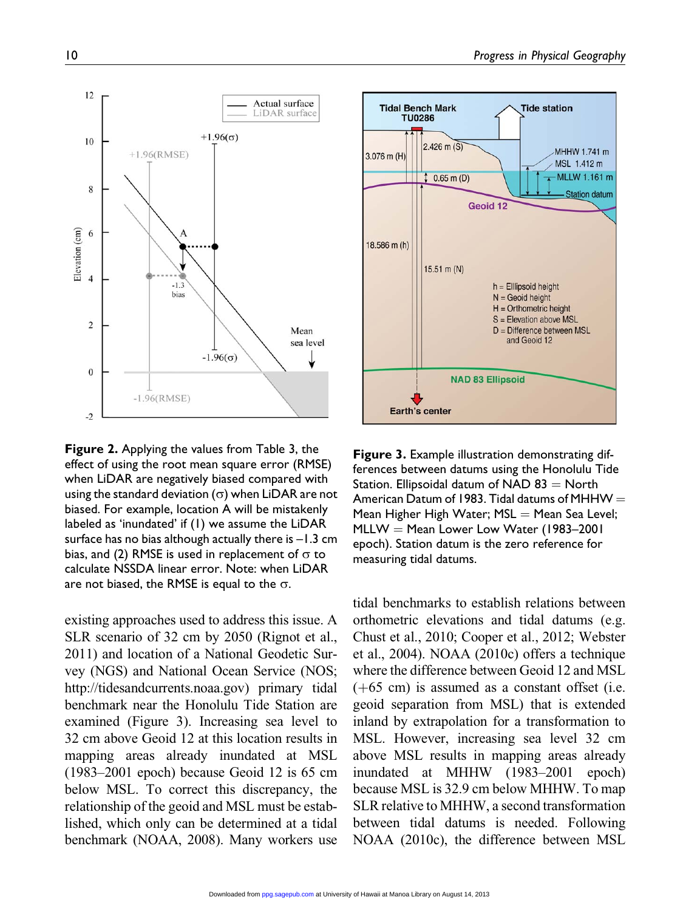12

10

8

6

4

2

0

-2

Elevation (cm)

Actual surface

LiDAR surface

+1.96(σ)

+1.96(RMSE)

A

-1.3

bias

Mean

sea level

-1.96(σ)

-1.96(RMSE)

**Figure 2.** Applying the values from Table 3, the effect of using the root mean square error (RMSE) when LiDAR are negatively biased compared with using the standard deviation ($\sigma$) when LiDAR are not biased. For example, location A will be mistakenly labeled as 'inundated' if (1) we assume the LiDAR surface has no bias although actually there is $-1.3$ cm bias, and (2) RMSE is used in replacement of $\sigma$ to calculate NSSDA linear error. Note: when LiDAR are not biased, the RMSE is equal to the $\sigma$.

Tidal Bench Mark TU0286

Tide station

3.076 m (H)

2.426 m (S)

MHHW 1.741 m

MSL 1.412 m

0.65 m (D)

MLLW 1.161 m

Station datum

Geoid 12

18.586 m (h)

15.51 m (N)

h = Elllipsoid height

N = Geoid height

H = Orthometric height

S = Elevation above MSL

D = Difference between MSL and Geoid 12

NAD 83 Ellipsoid

Earth's center

**Figure 3.** Example illustration demonstrating differences between datums using the Honolulu Tide Station. Ellipsoidal datum of NAD 83 = North American Datum of 1983. Tidal datums of MHHW = Mean Higher High Water; MSL = Mean Sea Level; MLLW = Mean Lower Low Water (1983–2001 epoch). Station datum is the zero reference for measuring tidal datums.

existing approaches used to address this issue. A SLR scenario of 32 cm by 2050 (Rignot et al., 2011) and location of a National Geodetic Survey (NGS) and National Ocean Service (NOS; http://tidesandcurrents.noaa.gov) primary tidal benchmark near the Honolulu Tide Station are examined (Figure 3). Increasing sea level to 32 cm above Geoid 12 at this location results in mapping areas already inundated at MSL (1983–2001 epoch) because Geoid 12 is 65 cm below MSL. To correct this discrepancy, the relationship of the geoid and MSL must be established, which only can be determined at a tidal benchmark (NOAA, 2008). Many workers use tidal benchmarks to establish relations between orthometric elevations and tidal datums (e.g. Chust et al., 2010; Cooper et al., 2012; Webster et al., 2004). NOAA (2010c) offers a technique where the difference between Geoid 12 and MSL (+65 cm) is assumed as a constant offset (i.e. geoid separation from MSL) that is extended inland by extrapolation for a transformation to MSL. However, increasing sea level 32 cm above MSL results in mapping areas already inundated at MHHW (1983–2001 epoch) because MSL is 32.9 cm below MHHW. To map SLR relative to MHHW, a second transformation between tidal datums is needed. Following NOAA (2010c), the difference between MSL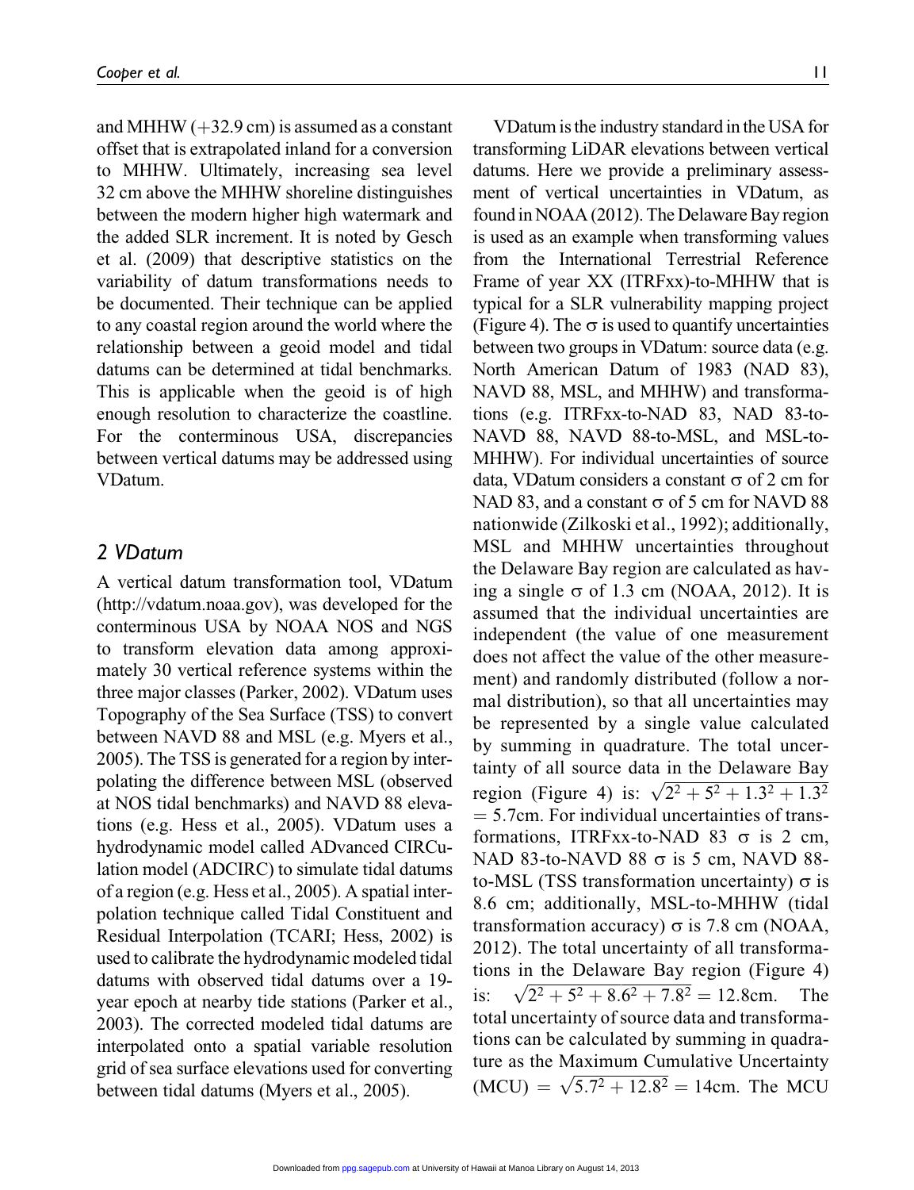and MHHW (+32.9 cm) is assumed as a constant offset that is extrapolated inland for a conversion to MHHW. Ultimately, increasing sea level 32 cm above the MHHW shoreline distinguishes between the modern higher high watermark and the added SLR increment. It is noted by Gesch et al. (2009) that descriptive statistics on the variability of datum transformations needs to be documented. Their technique can be applied to any coastal region around the world where the relationship between a geoid model and tidal datums can be determined at tidal benchmarks. This is applicable when the geoid is of high enough resolution to characterize the coastline. For the conterminous USA, discrepancies between vertical datums may be addressed using VDatum.

## 2 VDatum

A vertical datum transformation tool, VDatum (http://vdatum.noaa.gov), was developed for the conterminous USA by NOAA NOS and NGS to transform elevation data among approximately 30 vertical reference systems within the three major classes (Parker, 2002). VDatum uses Topography of the Sea Surface (TSS) to convert between NAVD 88 and MSL (e.g. Myers et al., 2005). The TSS is generated for a region by interpolating the difference between MSL (observed at NOS tidal benchmarks) and NAVD 88 elevations (e.g. Hess et al., 2005). VDatum uses a hydrodynamic model called ADvanced CIRCulation model (ADCIRC) to simulate tidal datums of a region (e.g. Hess et al., 2005). A spatial interpolation technique called Tidal Constituent and Residual Interpolation (TCARI; Hess, 2002) is used to calibrate the hydrodynamic modeled tidal datums with observed tidal datums over a 19-year epoch at nearby tide stations (Parker et al., 2003). The corrected modeled tidal datums are interpolated onto a spatial variable resolution grid of sea surface elevations used for converting between tidal datums (Myers et al., 2005).

VDatum is the industry standard in the USA for transforming LiDAR elevations between vertical datums. Here we provide a preliminary assessment of vertical uncertainties in VDatum, as found in NOAA (2012). The Delaware Bay region is used as an example when transforming values from the International Terrestrial Reference Frame of year XX (ITRFxx)-to-MHHW that is typical for a SLR vulnerability mapping project (Figure 4). The $\sigma$ is used to quantify uncertainties between two groups in VDatum: source data (e.g. North American Datum of 1983 (NAD 83), NAVD 88, MSL, and MHHW) and transformations (e.g. ITRFxx-to-NAD 83, NAD 83-to-NAVD 88, NAVD 88-to-MSL, and MSL-to-MHHW). For individual uncertainties of source data, VDatum considers a constant $\sigma$ of 2 cm for NAD 83, and a constant $\sigma$ of 5 cm for NAVD 88 nationwide (Zilkoski et al., 1992); additionally, MSL and MHHW uncertainties throughout the Delaware Bay region are calculated as having a single $\sigma$ of 1.3 cm (NOAA, 2012). It is assumed that the individual uncertainties are independent (the value of one measurement does not affect the value of the other measurement) and randomly distributed (follow a normal distribution), so that all uncertainties may be represented by a single value calculated by summing in quadrature. The total uncertainty of all source data in the Delaware Bay region (Figure 4) is: $\sqrt{2^2 + 5^2 + 1.3^2 + 1.3^2} = 5.7\text{cm}$. For individual uncertainties of transformations, ITRFxx-to-NAD 83 $\sigma$ is 2 cm, NAD 83-to-NAVD 88 $\sigma$ is 5 cm, NAVD 88-to-MSL (TSS transformation uncertainty) $\sigma$ is 8.6 cm; additionally, MSL-to-MHHW (tidal transformation accuracy) $\sigma$ is 7.8 cm (NOAA, 2012). The total uncertainty of all transformations in the Delaware Bay region (Figure 4) is: $\sqrt{2^2 + 5^2 + 8.6^2 + 7.8^2} = 12.8\text{cm}$. The total uncertainty of source data and transformations can be calculated by summing in quadrature as the Maximum Cumulative Uncertainty $(\text{MCU}) = \sqrt{5.7^2 + 12.8^2} = 14\text{cm}$. The MCU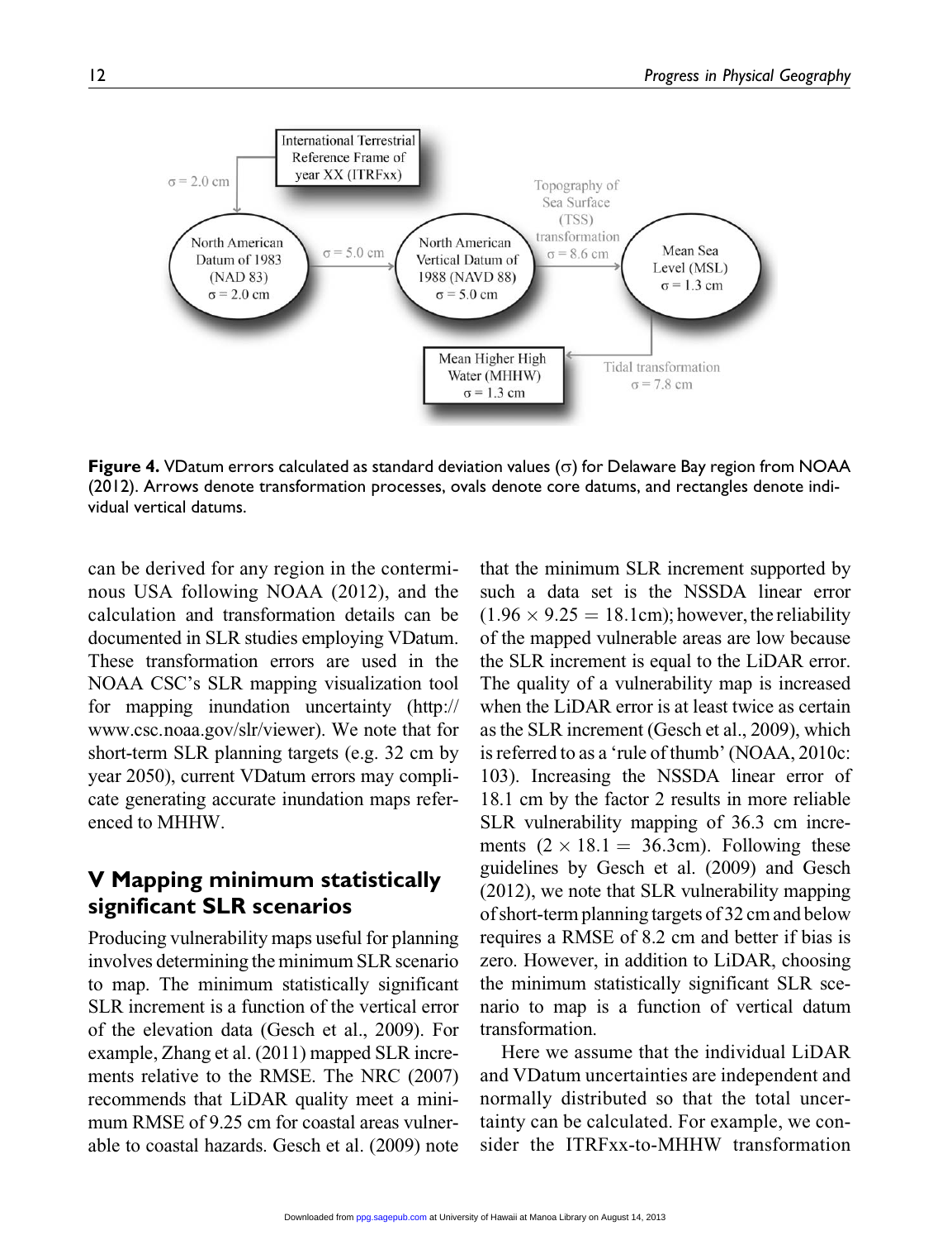International Terrestrial Reference Frame of year XX (ITRFxx)

$\sigma = 2.0$ cm

North American Datum of 1983 (NAD 83) $\sigma = 2.0$ cm

$\sigma = 5.0$ cm

North American Vertical Datum of 1988 (NAVD 88) $\sigma = 5.0$ cm

Topography of Sea Surface (TSS) transformation $\sigma = 8.6$ cm

Mean Sea Level (MSL) $\sigma = 1.3$ cm

Tidal transformation $\sigma = 7.8$ cm

Mean Higher High Water (MHHW) $\sigma = 1.3$ cm

**Figure 4.** VDatum errors calculated as standard deviation values ($\sigma$) for Delaware Bay region from NOAA (2012). Arrows denote transformation processes, ovals denote core datums, and rectangles denote individual vertical datums.

can be derived for any region in the conterminous USA following NOAA (2012), and the calculation and transformation details can be documented in SLR studies employing VDatum. These transformation errors are used in the NOAA CSC's SLR mapping visualization tool for mapping inundation uncertainty (http://www.csc.noaa.gov/slr/viewer). We note that for short-term SLR planning targets (e.g. 32 cm by year 2050), current VDatum errors may complicate generating accurate inundation maps referenced to MHHW.

## V Mapping minimum statistically significant SLR scenarios

Producing vulnerability maps useful for planning involves determining the minimum SLR scenario to map. The minimum statistically significant SLR increment is a function of the vertical error of the elevation data (Gesch et al., 2009). For example, Zhang et al. (2011) mapped SLR increments relative to the RMSE. The NRC (2007) recommends that LiDAR quality meet a minimum RMSE of 9.25 cm for coastal areas vulnerable to coastal hazards. Gesch et al. (2009) note that the minimum SLR increment supported by such a data set is the NSSDA linear error ($1.96 \times 9.25 = 18.1$cm); however, the reliability of the mapped vulnerable areas are low because the SLR increment is equal to the LiDAR error. The quality of a vulnerability map is increased when the LiDAR error is at least twice as certain as the SLR increment (Gesch et al., 2009), which is referred to as a 'rule of thumb' (NOAA, 2010c: 103). Increasing the NSSDA linear error of 18.1 cm by the factor 2 results in more reliable SLR vulnerability mapping of 36.3 cm increments ($2 \times 18.1 = 36.3$cm). Following these guidelines by Gesch et al. (2009) and Gesch (2012), we note that SLR vulnerability mapping of short-term planning targets of 32 cm and below requires a RMSE of 8.2 cm and better if bias is zero. However, in addition to LiDAR, choosing the minimum statistically significant SLR scenario to map is a function of vertical datum transformation.

Here we assume that the individual LiDAR and VDatum uncertainties are independent and normally distributed so that the total uncertainty can be calculated. For example, we consider the ITRFxx-to-MHHW transformation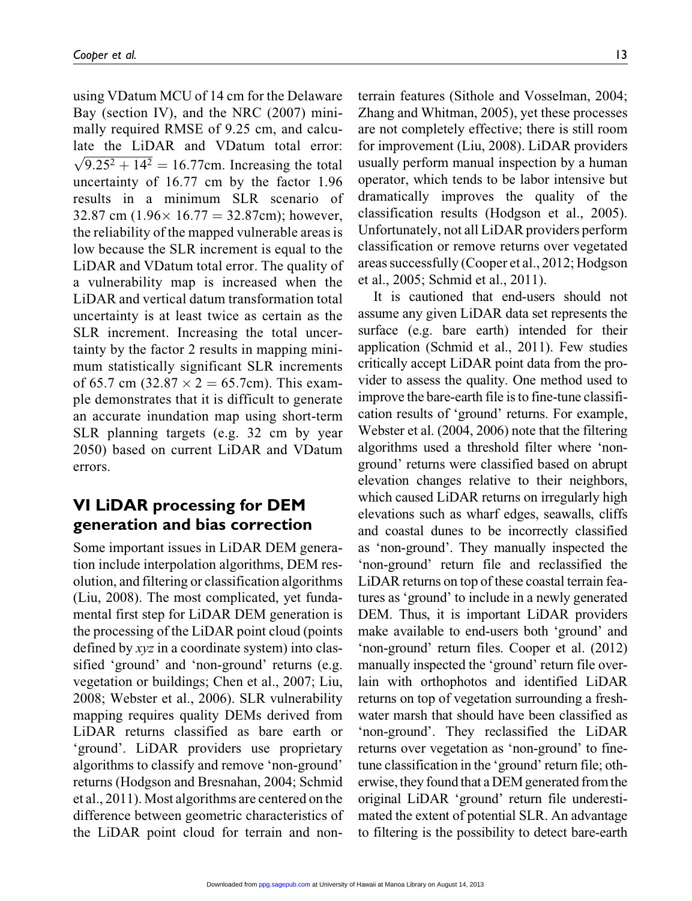using VDatum MCU of 14 cm for the Delaware Bay (section IV), and the NRC (2007) minimally required RMSE of 9.25 cm, and calculate the LiDAR and VDatum total error: $\sqrt{9.25^2 + 14^2} = 16.77\text{cm}$. Increasing the total uncertainty of 16.77 cm by the factor 1.96 results in a minimum SLR scenario of 32.87 cm ($1.96\times 16.77 = 32.87\text{cm}$); however, the reliability of the mapped vulnerable areas is low because the SLR increment is equal to the LiDAR and VDatum total error. The quality of a vulnerability map is increased when the LiDAR and vertical datum transformation total uncertainty is at least twice as certain as the SLR increment. Increasing the total uncertainty by the factor 2 results in mapping minimum statistically significant SLR increments of 65.7 cm ($32.87 \times 2 = 65.7\text{cm}$). This example demonstrates that it is difficult to generate an accurate inundation map using short-term SLR planning targets (e.g. 32 cm by year 2050) based on current LiDAR and VDatum errors.

## VI LiDAR processing for DEM generation and bias correction

Some important issues in LiDAR DEM generation include interpolation algorithms, DEM resolution, and filtering or classification algorithms (Liu, 2008). The most complicated, yet fundamental first step for LiDAR DEM generation is the processing of the LiDAR point cloud (points defined by *xyz* in a coordinate system) into classified 'ground' and 'non-ground' returns (e.g. vegetation or buildings; Chen et al., 2007; Liu, 2008; Webster et al., 2006). SLR vulnerability mapping requires quality DEMs derived from LiDAR returns classified as bare earth or 'ground'. LiDAR providers use proprietary algorithms to classify and remove 'non-ground' returns (Hodgson and Bresnahan, 2004; Schmid et al., 2011). Most algorithms are centered on the difference between geometric characteristics of the LiDAR point cloud for terrain and non-terrain features (Sithole and Vosselman, 2004; Zhang and Whitman, 2005), yet these processes are not completely effective; there is still room for improvement (Liu, 2008). LiDAR providers usually perform manual inspection by a human operator, which tends to be labor intensive but dramatically improves the quality of the classification results (Hodgson et al., 2005). Unfortunately, not all LiDAR providers perform classification or remove returns over vegetated areas successfully (Cooper et al., 2012; Hodgson et al., 2005; Schmid et al., 2011).

It is cautioned that end-users should not assume any given LiDAR data set represents the surface (e.g. bare earth) intended for their application (Schmid et al., 2011). Few studies critically accept LiDAR point data from the provider to assess the quality. One method used to improve the bare-earth file is to fine-tune classification results of 'ground' returns. For example, Webster et al. (2004, 2006) note that the filtering algorithms used a threshold filter where 'non-ground' returns were classified based on abrupt elevation changes relative to their neighbors, which caused LiDAR returns on irregularly high elevations such as wharf edges, seawalls, cliffs and coastal dunes to be incorrectly classified as 'non-ground'. They manually inspected the 'non-ground' return file and reclassified the LiDAR returns on top of these coastal terrain features as 'ground' to include in a newly generated DEM. Thus, it is important LiDAR providers make available to end-users both 'ground' and 'non-ground' return files. Cooper et al. (2012) manually inspected the 'ground' return file overlain with orthophotos and identified LiDAR returns on top of vegetation surrounding a freshwater marsh that should have been classified as 'non-ground'. They reclassified the LiDAR returns over vegetation as 'non-ground' to fine-tune classification in the 'ground' return file; otherwise, they found that a DEM generated from the original LiDAR 'ground' return file underestimated the extent of potential SLR. An advantage to filtering is the possibility to detect bare-earth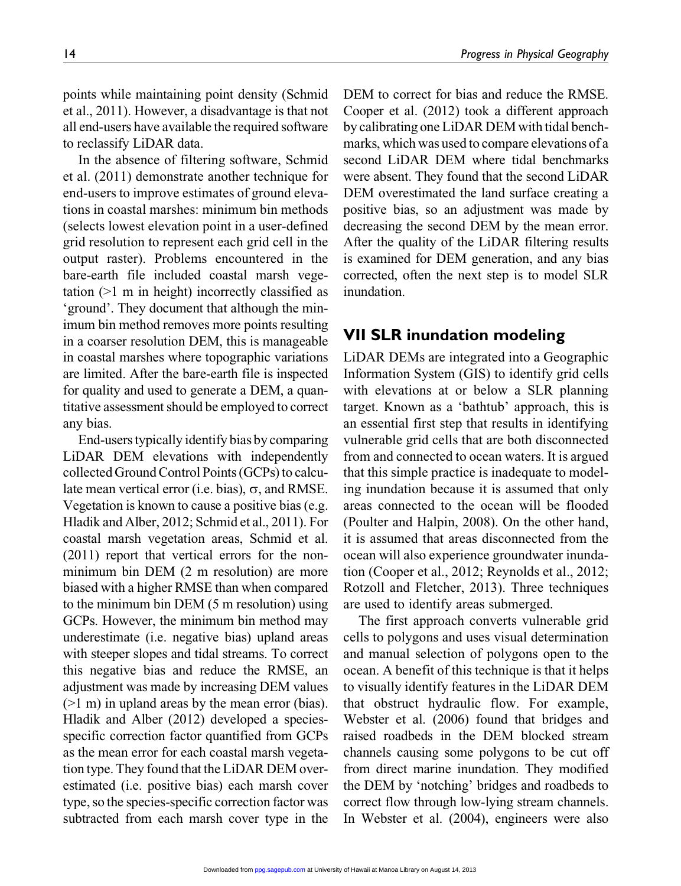points while maintaining point density (Schmid et al., 2011). However, a disadvantage is that not all end-users have available the required software to reclassify LiDAR data.

In the absence of filtering software, Schmid et al. (2011) demonstrate another technique for end-users to improve estimates of ground elevations in coastal marshes: minimum bin methods (selects lowest elevation point in a user-defined grid resolution to represent each grid cell in the output raster). Problems encountered in the bare-earth file included coastal marsh vegetation (>1 m in height) incorrectly classified as 'ground'. They document that although the minimum bin method removes more points resulting in a coarser resolution DEM, this is manageable in coastal marshes where topographic variations are limited. After the bare-earth file is inspected for quality and used to generate a DEM, a quantitative assessment should be employed to correct any bias.

End-users typically identify bias by comparing LiDAR DEM elevations with independently collected Ground Control Points (GCPs) to calculate mean vertical error (i.e. bias), $\sigma$, and RMSE. Vegetation is known to cause a positive bias (e.g. Hladik and Alber, 2012; Schmid et al., 2011). For coastal marsh vegetation areas, Schmid et al. (2011) report that vertical errors for the non-minimum bin DEM (2 m resolution) are more biased with a higher RMSE than when compared to the minimum bin DEM (5 m resolution) using GCPs. However, the minimum bin method may underestimate (i.e. negative bias) upland areas with steeper slopes and tidal streams. To correct this negative bias and reduce the RMSE, an adjustment was made by increasing DEM values (>1 m) in upland areas by the mean error (bias). Hladik and Alber (2012) developed a species-specific correction factor quantified from GCPs as the mean error for each coastal marsh vegetation type. They found that the LiDAR DEM overestimated (i.e. positive bias) each marsh cover type, so the species-specific correction factor was subtracted from each marsh cover type in the DEM to correct for bias and reduce the RMSE. Cooper et al. (2012) took a different approach by calibrating one LiDAR DEM with tidal benchmarks, which was used to compare elevations of a second LiDAR DEM where tidal benchmarks were absent. They found that the second LiDAR DEM overestimated the land surface creating a positive bias, so an adjustment was made by decreasing the second DEM by the mean error. After the quality of the LiDAR filtering results is examined for DEM generation, and any bias corrected, often the next step is to model SLR inundation.

## VII SLR inundation modeling

LiDAR DEMs are integrated into a Geographic Information System (GIS) to identify grid cells with elevations at or below a SLR planning target. Known as a 'bathtub' approach, this is an essential first step that results in identifying vulnerable grid cells that are both disconnected from and connected to ocean waters. It is argued that this simple practice is inadequate to modeling inundation because it is assumed that only areas connected to the ocean will be flooded (Poulter and Halpin, 2008). On the other hand, it is assumed that areas disconnected from the ocean will also experience groundwater inundation (Cooper et al., 2012; Reynolds et al., 2012; Rotzoll and Fletcher, 2013). Three techniques are used to identify areas submerged.

The first approach converts vulnerable grid cells to polygons and uses visual determination and manual selection of polygons open to the ocean. A benefit of this technique is that it helps to visually identify features in the LiDAR DEM that obstruct hydraulic flow. For example, Webster et al. (2006) found that bridges and raised roadbeds in the DEM blocked stream channels causing some polygons to be cut off from direct marine inundation. They modified the DEM by 'notching' bridges and roadbeds to correct flow through low-lying stream channels. In Webster et al. (2004), engineers were also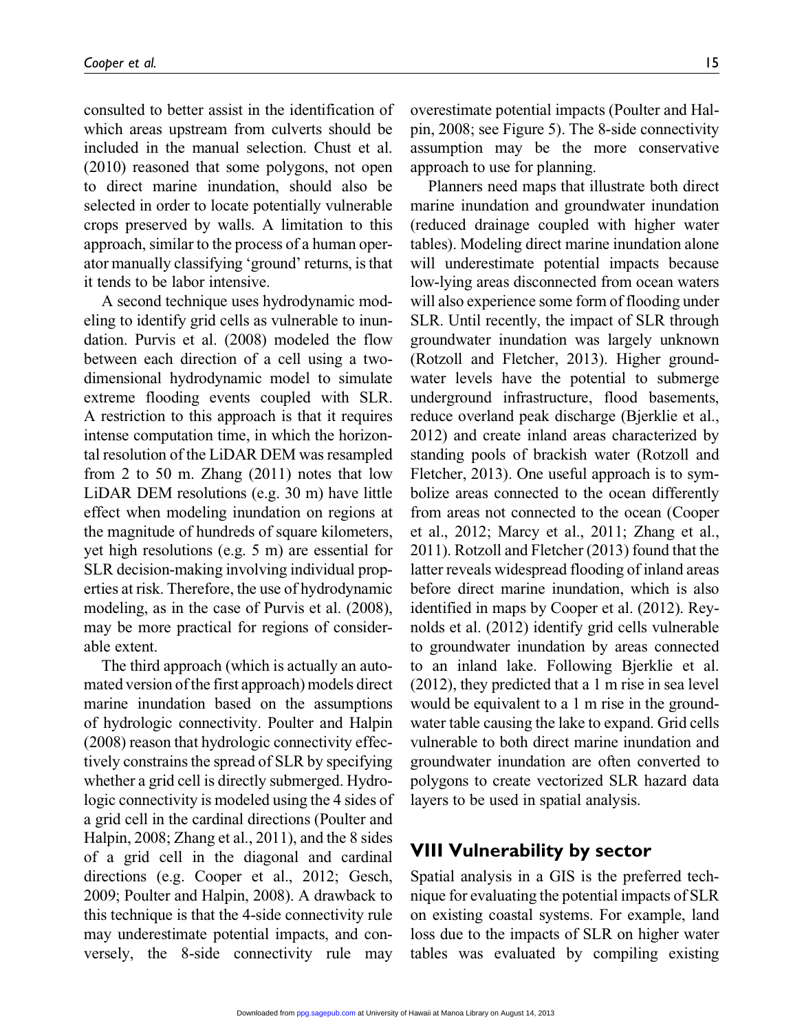consulted to better assist in the identification of which areas upstream from culverts should be included in the manual selection. Chust et al. (2010) reasoned that some polygons, not open to direct marine inundation, should also be selected in order to locate potentially vulnerable crops preserved by walls. A limitation to this approach, similar to the process of a human operator manually classifying 'ground' returns, is that it tends to be labor intensive.

A second technique uses hydrodynamic modeling to identify grid cells as vulnerable to inundation. Purvis et al. (2008) modeled the flow between each direction of a cell using a two-dimensional hydrodynamic model to simulate extreme flooding events coupled with SLR. A restriction to this approach is that it requires intense computation time, in which the horizontal resolution of the LiDAR DEM was resampled from 2 to 50 m. Zhang (2011) notes that low LiDAR DEM resolutions (e.g. 30 m) have little effect when modeling inundation on regions at the magnitude of hundreds of square kilometers, yet high resolutions (e.g. 5 m) are essential for SLR decision-making involving individual properties at risk. Therefore, the use of hydrodynamic modeling, as in the case of Purvis et al. (2008), may be more practical for regions of considerable extent.

The third approach (which is actually an automated version of the first approach) models direct marine inundation based on the assumptions of hydrologic connectivity. Poulter and Halpin (2008) reason that hydrologic connectivity effectively constrains the spread of SLR by specifying whether a grid cell is directly submerged. Hydrologic connectivity is modeled using the 4 sides of a grid cell in the cardinal directions (Poulter and Halpin, 2008; Zhang et al., 2011), and the 8 sides of a grid cell in the diagonal and cardinal directions (e.g. Cooper et al., 2012; Gesch, 2009; Poulter and Halpin, 2008). A drawback to this technique is that the 4-side connectivity rule may underestimate potential impacts, and conversely, the 8-side connectivity rule may overestimate potential impacts (Poulter and Halpin, 2008; see Figure 5). The 8-side connectivity assumption may be the more conservative approach to use for planning.

Planners need maps that illustrate both direct marine inundation and groundwater inundation (reduced drainage coupled with higher water tables). Modeling direct marine inundation alone will underestimate potential impacts because low-lying areas disconnected from ocean waters will also experience some form of flooding under SLR. Until recently, the impact of SLR through groundwater inundation was largely unknown (Rotzoll and Fletcher, 2013). Higher groundwater levels have the potential to submerge underground infrastructure, flood basements, reduce overland peak discharge (Bjerklie et al., 2012) and create inland areas characterized by standing pools of brackish water (Rotzoll and Fletcher, 2013). One useful approach is to symbolize areas connected to the ocean differently from areas not connected to the ocean (Cooper et al., 2012; Marcy et al., 2011; Zhang et al., 2011). Rotzoll and Fletcher (2013) found that the latter reveals widespread flooding of inland areas before direct marine inundation, which is also identified in maps by Cooper et al. (2012). Reynolds et al. (2012) identify grid cells vulnerable to groundwater inundation by areas connected to an inland lake. Following Bjerklie et al. (2012), they predicted that a 1 m rise in sea level would be equivalent to a 1 m rise in the groundwater table causing the lake to expand. Grid cells vulnerable to both direct marine inundation and groundwater inundation are often converted to polygons to create vectorized SLR hazard data layers to be used in spatial analysis.

## VIII Vulnerability by sector

Spatial analysis in a GIS is the preferred technique for evaluating the potential impacts of SLR on existing coastal systems. For example, land loss due to the impacts of SLR on higher water tables was evaluated by compiling existing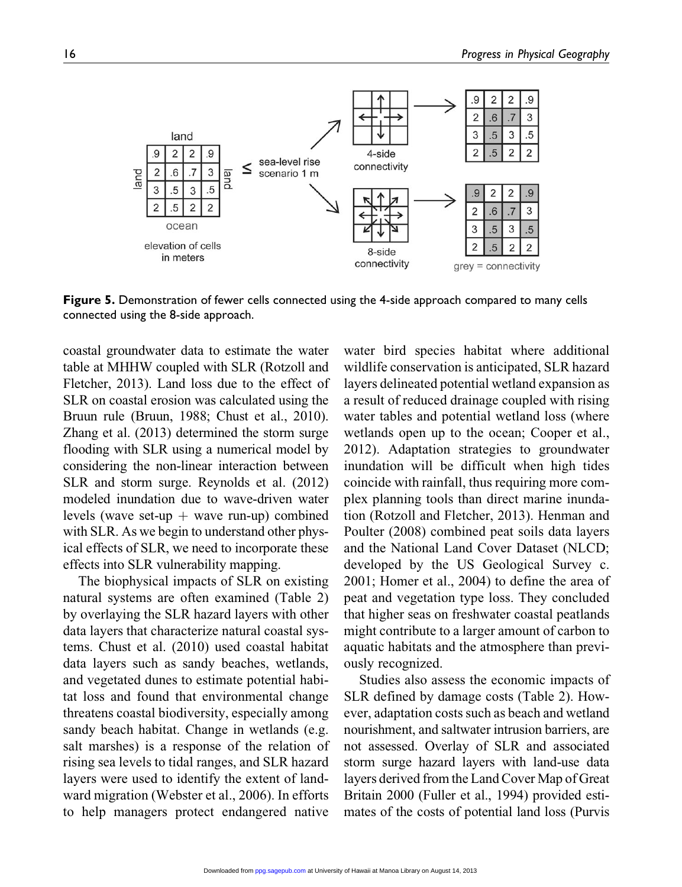land

| .9 | 2 | 2 | .9 |
|---|---|---|---|
| 2 | .6 | .7 | 3 |
| 3 | .5 | 3 | .5 |
| 2 | .5 | 2 | 2 |

land

land

ocean

elevation of cells in meters

≤ sea-level rise scenario 1 m

4-side connectivity

8-side connectivity

grey = connectivity

**Figure 5.** Demonstration of fewer cells connected using the 4-side approach compared to many cells connected using the 8-side approach.

coastal groundwater data to estimate the water table at MHHW coupled with SLR (Rotzoll and Fletcher, 2013). Land loss due to the effect of SLR on coastal erosion was calculated using the Bruun rule (Bruun, 1988; Chust et al., 2010). Zhang et al. (2013) determined the storm surge flooding with SLR using a numerical model by considering the non-linear interaction between SLR and storm surge. Reynolds et al. (2012) modeled inundation due to wave-driven water levels (wave set-up + wave run-up) combined with SLR. As we begin to understand other physical effects of SLR, we need to incorporate these effects into SLR vulnerability mapping.

The biophysical impacts of SLR on existing natural systems are often examined (Table 2) by overlaying the SLR hazard layers with other data layers that characterize natural coastal systems. Chust et al. (2010) used coastal habitat data layers such as sandy beaches, wetlands, and vegetated dunes to estimate potential habitat loss and found that environmental change threatens coastal biodiversity, especially among sandy beach habitat. Change in wetlands (e.g. salt marshes) is a response of the relation of rising sea levels to tidal ranges, and SLR hazard layers were used to identify the extent of landward migration (Webster et al., 2006). In efforts to help managers protect endangered native water bird species habitat where additional wildlife conservation is anticipated, SLR hazard layers delineated potential wetland expansion as a result of reduced drainage coupled with rising water tables and potential wetland loss (where wetlands open up to the ocean; Cooper et al., 2012). Adaptation strategies to groundwater inundation will be difficult when high tides coincide with rainfall, thus requiring more complex planning tools than direct marine inundation (Rotzoll and Fletcher, 2013). Henman and Poulter (2008) combined peat soils data layers and the National Land Cover Dataset (NLCD; developed by the US Geological Survey c. 2001; Homer et al., 2004) to define the area of peat and vegetation type loss. They concluded that higher seas on freshwater coastal peatlands might contribute to a larger amount of carbon to aquatic habitats and the atmosphere than previously recognized.

Studies also assess the economic impacts of SLR defined by damage costs (Table 2). However, adaptation costs such as beach and wetland nourishment, and saltwater intrusion barriers, are not assessed. Overlay of SLR and associated storm surge hazard layers with land-use data layers derived from the Land Cover Map of Great Britain 2000 (Fuller et al., 1994) provided estimates of the costs of potential land loss (Purvis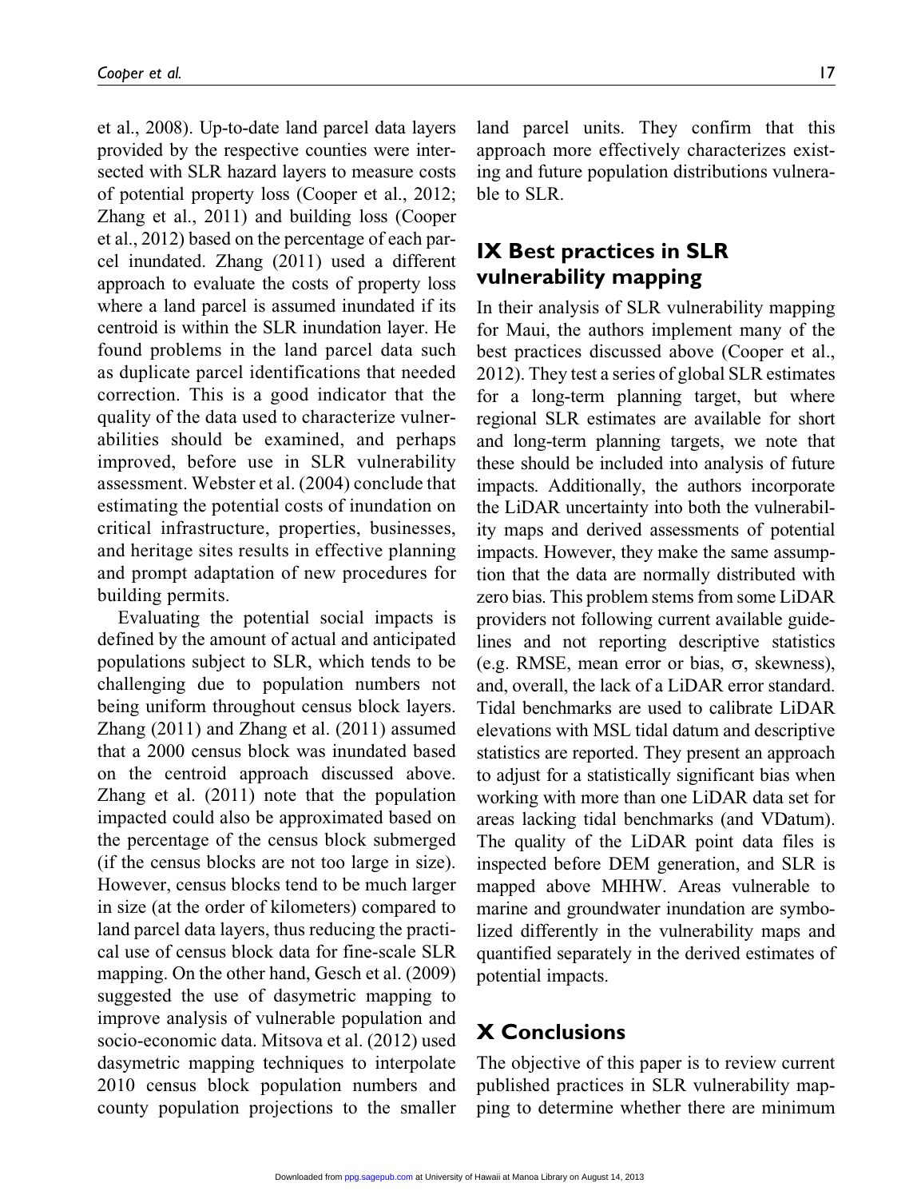et al., 2008). Up-to-date land parcel data layers provided by the respective counties were intersected with SLR hazard layers to measure costs of potential property loss (Cooper et al., 2012; Zhang et al., 2011) and building loss (Cooper et al., 2012) based on the percentage of each parcel inundated. Zhang (2011) used a different approach to evaluate the costs of property loss where a land parcel is assumed inundated if its centroid is within the SLR inundation layer. He found problems in the land parcel data such as duplicate parcel identifications that needed correction. This is a good indicator that the quality of the data used to characterize vulnerabilities should be examined, and perhaps improved, before use in SLR vulnerability assessment. Webster et al. (2004) conclude that estimating the potential costs of inundation on critical infrastructure, properties, businesses, and heritage sites results in effective planning and prompt adaptation of new procedures for building permits.

Evaluating the potential social impacts is defined by the amount of actual and anticipated populations subject to SLR, which tends to be challenging due to population numbers not being uniform throughout census block layers. Zhang (2011) and Zhang et al. (2011) assumed that a 2000 census block was inundated based on the centroid approach discussed above. Zhang et al. (2011) note that the population impacted could also be approximated based on the percentage of the census block submerged (if the census blocks are not too large in size). However, census blocks tend to be much larger in size (at the order of kilometers) compared to land parcel data layers, thus reducing the practical use of census block data for fine-scale SLR mapping. On the other hand, Gesch et al. (2009) suggested the use of dasymetric mapping to improve analysis of vulnerable population and socio-economic data. Mitsova et al. (2012) used dasymetric mapping techniques to interpolate 2010 census block population numbers and county population projections to the smaller land parcel units. They confirm that this approach more effectively characterizes existing and future population distributions vulnerable to SLR.

## IX Best practices in SLR vulnerability mapping

In their analysis of SLR vulnerability mapping for Maui, the authors implement many of the best practices discussed above (Cooper et al., 2012). They test a series of global SLR estimates for a long-term planning target, but where regional SLR estimates are available for short and long-term planning targets, we note that these should be included into analysis of future impacts. Additionally, the authors incorporate the LiDAR uncertainty into both the vulnerability maps and derived assessments of potential impacts. However, they make the same assumption that the data are normally distributed with zero bias. This problem stems from some LiDAR providers not following current available guidelines and not reporting descriptive statistics (e.g. RMSE, mean error or bias, $\sigma$, skewness), and, overall, the lack of a LiDAR error standard. Tidal benchmarks are used to calibrate LiDAR elevations with MSL tidal datum and descriptive statistics are reported. They present an approach to adjust for a statistically significant bias when working with more than one LiDAR data set for areas lacking tidal benchmarks (and VDatum). The quality of the LiDAR point data files is inspected before DEM generation, and SLR is mapped above MHHW. Areas vulnerable to marine and groundwater inundation are symbolized differently in the vulnerability maps and quantified separately in the derived estimates of potential impacts.

## X Conclusions

The objective of this paper is to review current published practices in SLR vulnerability mapping to determine whether there are minimum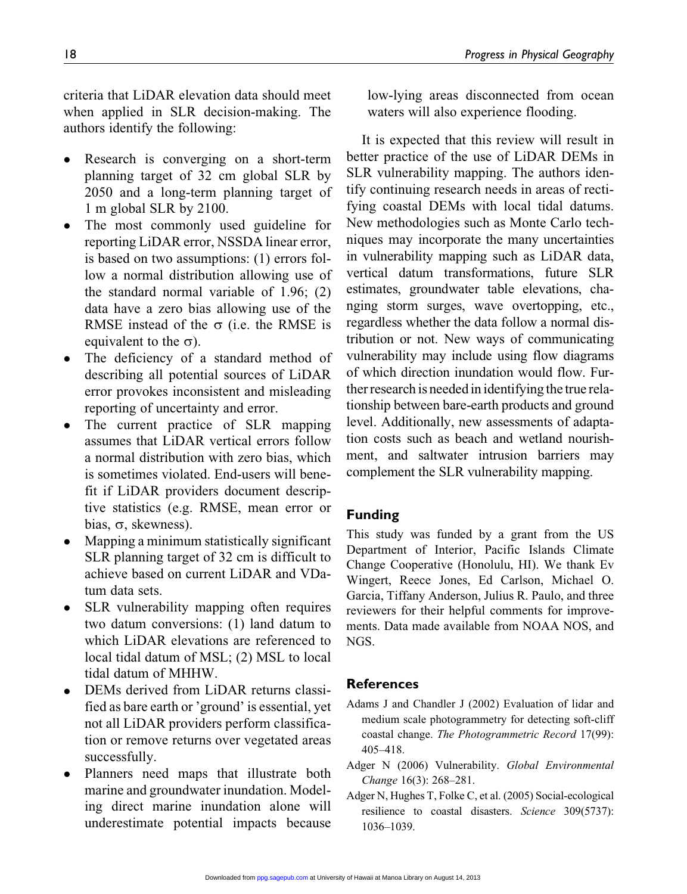criteria that LiDAR elevation data should meet when applied in SLR decision-making. The authors identify the following:

- Research is converging on a short-term planning target of 32 cm global SLR by 2050 and a long-term planning target of 1 m global SLR by 2100.
- The most commonly used guideline for reporting LiDAR error, NSSDA linear error, is based on two assumptions: (1) errors follow a normal distribution allowing use of the standard normal variable of 1.96; (2) data have a zero bias allowing use of the RMSE instead of the $\sigma$ (i.e. the RMSE is equivalent to the $\sigma$).
- The deficiency of a standard method of describing all potential sources of LiDAR error provokes inconsistent and misleading reporting of uncertainty and error.
- The current practice of SLR mapping assumes that LiDAR vertical errors follow a normal distribution with zero bias, which is sometimes violated. End-users will benefit if LiDAR providers document descriptive statistics (e.g. RMSE, mean error or bias, $\sigma$, skewness).
- Mapping a minimum statistically significant SLR planning target of 32 cm is difficult to achieve based on current LiDAR and VDatum data sets.
- SLR vulnerability mapping often requires two datum conversions: (1) land datum to which LiDAR elevations are referenced to local tidal datum of MSL; (2) MSL to local tidal datum of MHHW.
- DEMs derived from LiDAR returns classified as bare earth or 'ground' is essential, yet not all LiDAR providers perform classification or remove returns over vegetated areas successfully.
- Planners need maps that illustrate both marine and groundwater inundation. Modeling direct marine inundation alone will underestimate potential impacts because low-lying areas disconnected from ocean waters will also experience flooding.

It is expected that this review will result in better practice of the use of LiDAR DEMs in SLR vulnerability mapping. The authors identify continuing research needs in areas of rectifying coastal DEMs with local tidal datums. New methodologies such as Monte Carlo techniques may incorporate the many uncertainties in vulnerability mapping such as LiDAR data, vertical datum transformations, future SLR estimates, groundwater table elevations, changing storm surges, wave overtopping, etc., regardless whether the data follow a normal distribution or not. New ways of communicating vulnerability may include using flow diagrams of which direction inundation would flow. Further research is needed in identifying the true relationship between bare-earth products and ground level. Additionally, new assessments of adaptation costs such as beach and wetland nourishment, and saltwater intrusion barriers may complement the SLR vulnerability mapping.

## Funding

This study was funded by a grant from the US Department of Interior, Pacific Islands Climate Change Cooperative (Honolulu, HI). We thank Ev Wingert, Reece Jones, Ed Carlson, Michael O. Garcia, Tiffany Anderson, Julius R. Paulo, and three reviewers for their helpful comments for improvements. Data made available from NOAA NOS, and NGS.

## References

Adams J and Chandler J (2002) Evaluation of lidar and medium scale photogrammetry for detecting soft-cliff coastal change. *The Photogrammetric Record* 17(99): 405–418.

Adger N (2006) Vulnerability. *Global Environmental Change* 16(3): 268–281.

Adger N, Hughes T, Folke C, et al. (2005) Social-ecological resilience to coastal disasters. *Science* 309(5737): 1036–1039.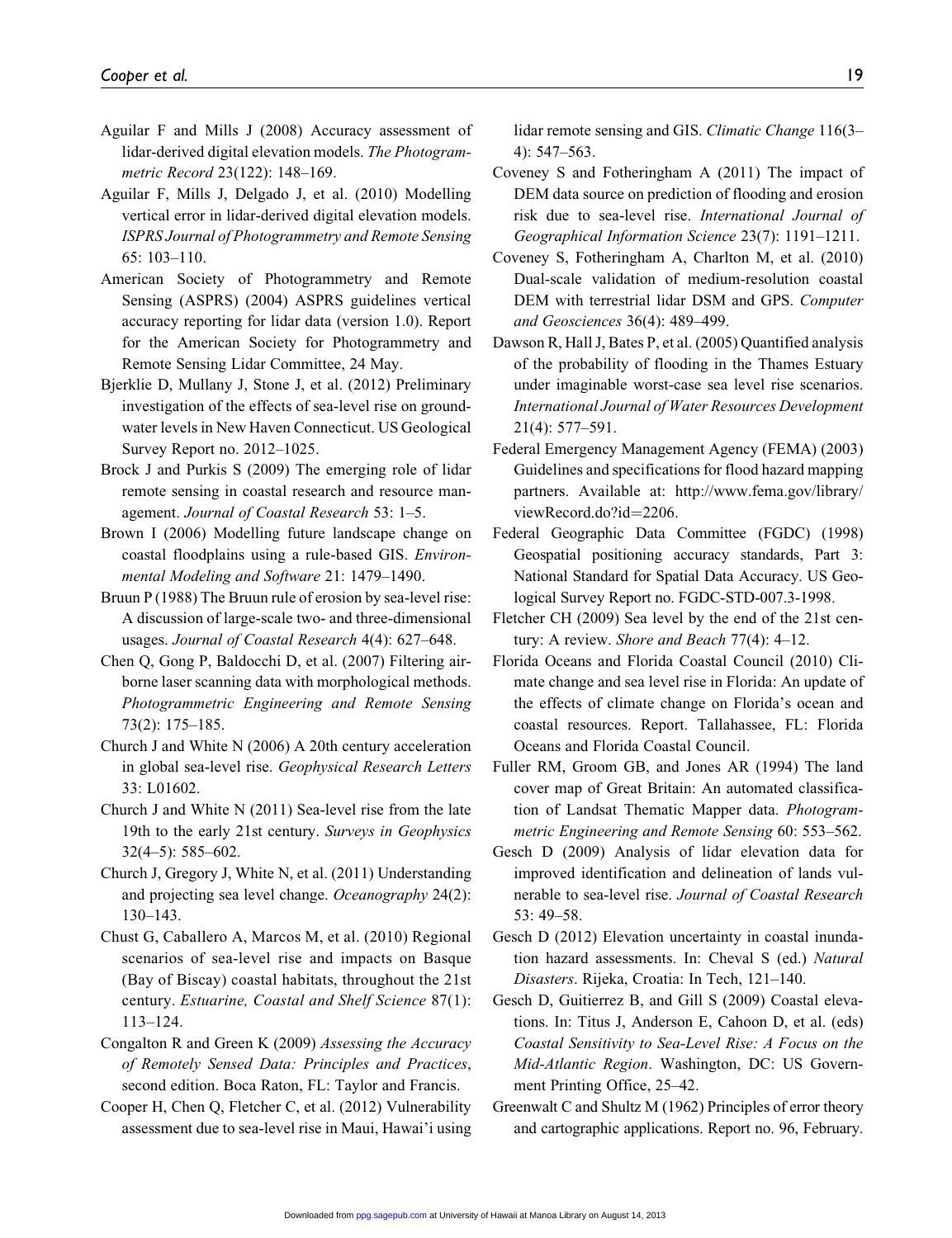Aguilar F and Mills J (2008) Accuracy assessment of lidar-derived digital elevation models. *The Photogrammetric Record* 23(122): 148–169.

Aguilar F, Mills J, Delgado J, et al. (2010) Modelling vertical error in lidar-derived digital elevation models. *ISPRS Journal of Photogrammetry and Remote Sensing* 65: 103–110.

American Society of Photogrammetry and Remote Sensing (ASPRS) (2004) ASPRS guidelines vertical accuracy reporting for lidar data (version 1.0). Report for the American Society for Photogrammetry and Remote Sensing Lidar Committee, 24 May.

Bjerklie D, Mullany J, Stone J, et al. (2012) Preliminary investigation of the effects of sea-level rise on groundwater levels in New Haven Connecticut. US Geological Survey Report no. 2012–1025.

Brock J and Purkis S (2009) The emerging role of lidar remote sensing in coastal research and resource management. *Journal of Coastal Research* 53: 1–5.

Brown I (2006) Modelling future landscape change on coastal floodplains using a rule-based GIS. *Environmental Modeling and Software* 21: 1479–1490.

Bruun P (1988) The Bruun rule of erosion by sea-level rise: A discussion of large-scale two- and three-dimensional usages. *Journal of Coastal Research* 4(4): 627–648.

Chen Q, Gong P, Baldocchi D, et al. (2007) Filtering airborne laser scanning data with morphological methods. *Photogrammetric Engineering and Remote Sensing* 73(2): 175–185.

Church J and White N (2006) A 20th century acceleration in global sea-level rise. *Geophysical Research Letters* 33: L01602.

Church J and White N (2011) Sea-level rise from the late 19th to the early 21st century. *Surveys in Geophysics* 32(4–5): 585–602.

Church J, Gregory J, White N, et al. (2011) Understanding and projecting sea level change. *Oceanography* 24(2): 130–143.

Chust G, Caballero A, Marcos M, et al. (2010) Regional scenarios of sea-level rise and impacts on Basque (Bay of Biscay) coastal habitats, throughout the 21st century. *Estuarine, Coastal and Shelf Science* 87(1): 113–124.

Congalton R and Green K (2009) *Assessing the Accuracy of Remotely Sensed Data: Principles and Practices*, second edition. Boca Raton, FL: Taylor and Francis.

Cooper H, Chen Q, Fletcher C, et al. (2012) Vulnerability assessment due to sea-level rise in Maui, Hawai'i using lidar remote sensing and GIS. *Climatic Change* 116(3–4): 547–563.

Coveney S and Fotheringham A (2011) The impact of DEM data source on prediction of flooding and erosion risk due to sea-level rise. *International Journal of Geographical Information Science* 23(7): 1191–1211.

Coveney S, Fotheringham A, Charlton M, et al. (2010) Dual-scale validation of medium-resolution coastal DEM with terrestrial lidar DSM and GPS. *Computer and Geosciences* 36(4): 489–499.

Dawson R, Hall J, Bates P, et al. (2005) Quantified analysis of the probability of flooding in the Thames Estuary under imaginable worst-case sea level rise scenarios. *International Journal of Water Resources Development* 21(4): 577–591.

Federal Emergency Management Agency (FEMA) (2003) Guidelines and specifications for flood hazard mapping partners. Available at: http://www.fema.gov/library/viewRecord.do?id=2206.

Federal Geographic Data Committee (FGDC) (1998) Geospatial positioning accuracy standards, Part 3: National Standard for Spatial Data Accuracy. US Geological Survey Report no. FGDC-STD-007.3-1998.

Fletcher CH (2009) Sea level by the end of the 21st century: A review. *Shore and Beach* 77(4): 4–12.

Florida Oceans and Florida Coastal Council (2010) Climate change and sea level rise in Florida: An update of the effects of climate change on Florida's ocean and coastal resources. Report. Tallahassee, FL: Florida Oceans and Florida Coastal Council.

Fuller RM, Groom GB, and Jones AR (1994) The land cover map of Great Britain: An automated classification of Landsat Thematic Mapper data. *Photogrammetric Engineering and Remote Sensing* 60: 553–562.

Gesch D (2009) Analysis of lidar elevation data for improved identification and delineation of lands vulnerable to sea-level rise. *Journal of Coastal Research* 53: 49–58.

Gesch D (2012) Elevation uncertainty in coastal inundation hazard assessments. In: Cheval S (ed.) *Natural Disasters*. Rijeka, Croatia: In Tech, 121–140.

Gesch D, Guitierrez B, and Gill S (2009) Coastal elevations. In: Titus J, Anderson E, Cahoon D, et al. (eds) *Coastal Sensitivity to Sea-Level Rise: A Focus on the Mid-Atlantic Region*. Washington, DC: US Government Printing Office, 25–42.

Greenwalt C and Shultz M (1962) Principles of error theory and cartographic applications. Report no. 96, February.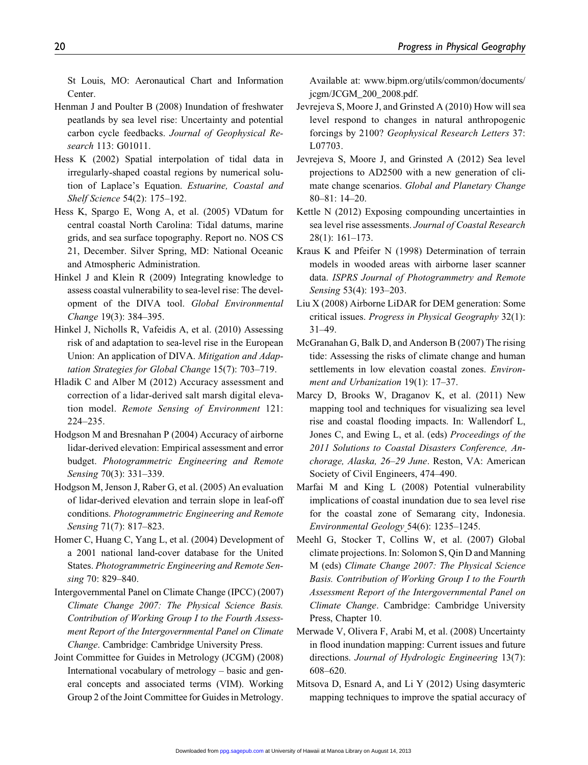St Louis, MO: Aeronautical Chart and Information Center.

Henman J and Poulter B (2008) Inundation of freshwater peatlands by sea level rise: Uncertainty and potential carbon cycle feedbacks. *Journal of Geophysical Research* 113: G01011.

Hess K (2002) Spatial interpolation of tidal data in irregularly-shaped coastal regions by numerical solution of Laplace's Equation. *Estuarine, Coastal and Shelf Science* 54(2): 175–192.

Hess K, Spargo E, Wong A, et al. (2005) VDatum for central coastal North Carolina: Tidal datums, marine grids, and sea surface topography. Report no. NOS CS 21, December. Silver Spring, MD: National Oceanic and Atmospheric Administration.

Hinkel J and Klein R (2009) Integrating knowledge to assess coastal vulnerability to sea-level rise: The development of the DIVA tool. *Global Environmental Change* 19(3): 384–395.

Hinkel J, Nicholls R, Vafeidis A, et al. (2010) Assessing risk of and adaptation to sea-level rise in the European Union: An application of DIVA. *Mitigation and Adaptation Strategies for Global Change* 15(7): 703–719.

Hladik C and Alber M (2012) Accuracy assessment and correction of a lidar-derived salt marsh digital elevation model. *Remote Sensing of Environment* 121: 224–235.

Hodgson M and Bresnahan P (2004) Accuracy of airborne lidar-derived elevation: Empirical assessment and error budget. *Photogrammetric Engineering and Remote Sensing* 70(3): 331–339.

Hodgson M, Jenson J, Raber G, et al. (2005) An evaluation of lidar-derived elevation and terrain slope in leaf-off conditions. *Photogrammetric Engineering and Remote Sensing* 71(7): 817–823.

Homer C, Huang C, Yang L, et al. (2004) Development of a 2001 national land-cover database for the United States. *Photogrammetric Engineering and Remote Sensing* 70: 829–840.

Intergovernmental Panel on Climate Change (IPCC) (2007) *Climate Change 2007: The Physical Science Basis. Contribution of Working Group I to the Fourth Assessment Report of the Intergovernmental Panel on Climate Change*. Cambridge: Cambridge University Press.

Joint Committee for Guides in Metrology (JCGM) (2008) International vocabulary of metrology – basic and general concepts and associated terms (VIM). Working Group 2 of the Joint Committee for Guides in Metrology. Available at: www.bipm.org/utils/common/documents/jcgm/JCGM_200_2008.pdf.

Jevrejeva S, Moore J, and Grinsted A (2010) How will sea level respond to changes in natural anthropogenic forcings by 2100? *Geophysical Research Letters* 37: L07703.

Jevrejeva S, Moore J, and Grinsted A (2012) Sea level projections to AD2500 with a new generation of climate change scenarios. *Global and Planetary Change* 80–81: 14–20.

Kettle N (2012) Exposing compounding uncertainties in sea level rise assessments. *Journal of Coastal Research* 28(1): 161–173.

Kraus K and Pfeifer N (1998) Determination of terrain models in wooded areas with airborne laser scanner data. *ISPRS Journal of Photogrammetry and Remote Sensing* 53(4): 193–203.

Liu X (2008) Airborne LiDAR for DEM generation: Some critical issues. *Progress in Physical Geography* 32(1): 31–49.

McGranahan G, Balk D, and Anderson B (2007) The rising tide: Assessing the risks of climate change and human settlements in low elevation coastal zones. *Environment and Urbanization* 19(1): 17–37.

Marcy D, Brooks W, Draganov K, et al. (2011) New mapping tool and techniques for visualizing sea level rise and coastal flooding impacts. In: Wallendorf L, Jones C, and Ewing L, et al. (eds) *Proceedings of the 2011 Solutions to Coastal Disasters Conference, Anchorage, Alaska, 26–29 June*. Reston, VA: American Society of Civil Engineers, 474–490.

Marfai M and King L (2008) Potential vulnerability implications of coastal inundation due to sea level rise for the coastal zone of Semarang city, Indonesia. *Environmental Geology* 54(6): 1235–1245.

Meehl G, Stocker T, Collins W, et al. (2007) Global climate projections. In: Solomon S, Qin D and Manning M (eds) *Climate Change 2007: The Physical Science Basis. Contribution of Working Group I to the Fourth Assessment Report of the Intergovernmental Panel on Climate Change*. Cambridge: Cambridge University Press, Chapter 10.

Merwade V, Olivera F, Arabi M, et al. (2008) Uncertainty in flood inundation mapping: Current issues and future directions. *Journal of Hydrologic Engineering* 13(7): 608–620.

Mitsova D, Esnard A, and Li Y (2012) Using dasymteric mapping techniques to improve the spatial accuracy of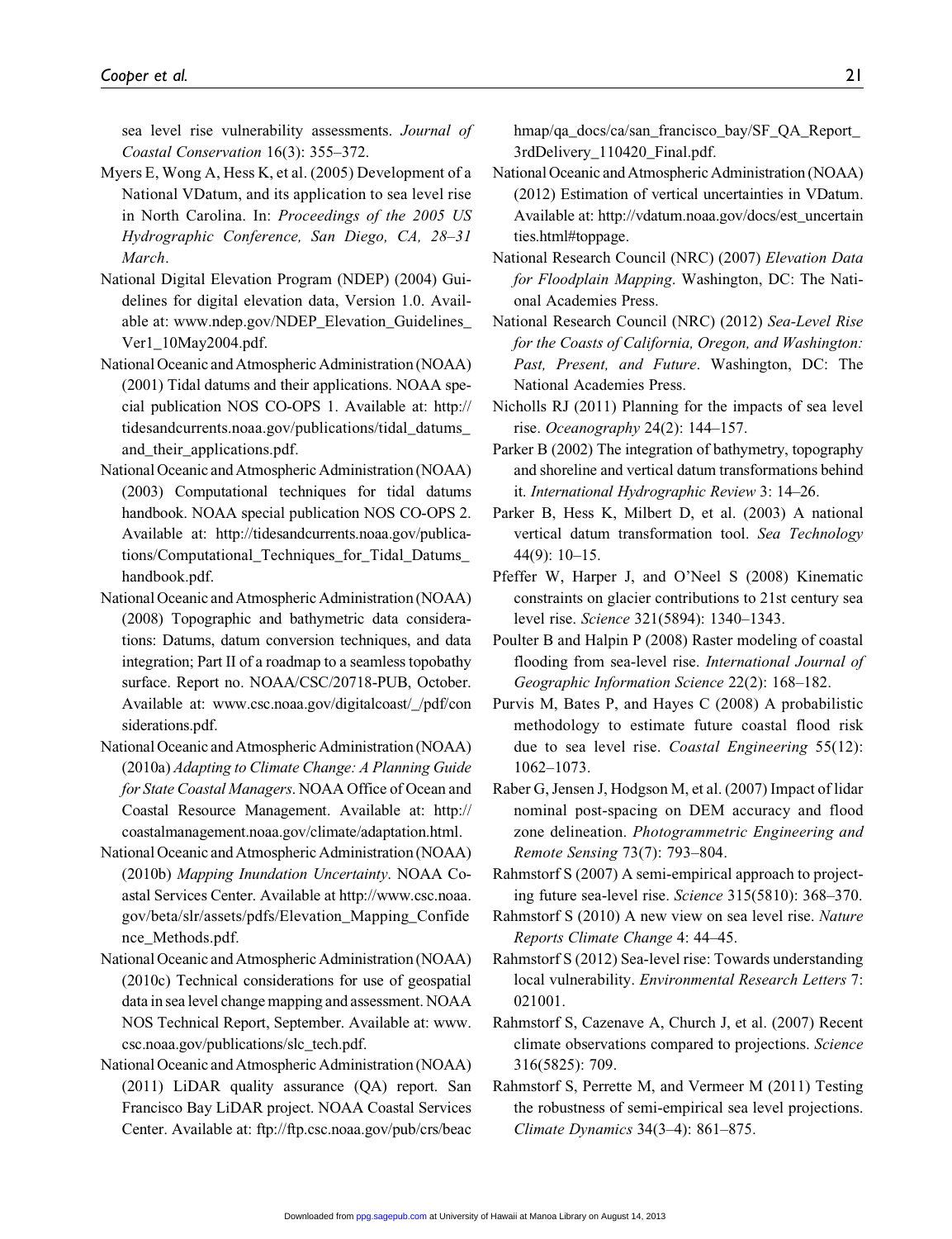sea level rise vulnerability assessments. *Journal of Coastal Conservation* 16(3): 355–372.

Myers E, Wong A, Hess K, et al. (2005) Development of a National VDatum, and its application to sea level rise in North Carolina. In: *Proceedings of the 2005 US Hydrographic Conference, San Diego, CA, 28–31 March*.

National Digital Elevation Program (NDEP) (2004) Guidelines for digital elevation data, Version 1.0. Available at: www.ndep.gov/NDEP_Elevation_Guidelines_Ver1_10May2004.pdf.

National Oceanic and Atmospheric Administration (NOAA) (2001) Tidal datums and their applications. NOAA special publication NOS CO-OPS 1. Available at: http://tidesandcurrents.noaa.gov/publications/tidal_datums_and_their_applications.pdf.

National Oceanic and Atmospheric Administration (NOAA) (2003) Computational techniques for tidal datums handbook. NOAA special publication NOS CO-OPS 2. Available at: http://tidesandcurrents.noaa.gov/publications/Computational_Techniques_for_Tidal_Datums_handbook.pdf.

National Oceanic and Atmospheric Administration (NOAA) (2008) Topographic and bathymetric data considerations: Datums, datum conversion techniques, and data integration; Part II of a roadmap to a seamless topobathy surface. Report no. NOAA/CSC/20718-PUB, October. Available at: www.csc.noaa.gov/digitalcoast/_/pdf/considerations.pdf.

National Oceanic and Atmospheric Administration (NOAA) (2010a) *Adapting to Climate Change: A Planning Guide for State Coastal Managers*. NOAA Office of Ocean and Coastal Resource Management. Available at: http://coastalmanagement.noaa.gov/climate/adaptation.html.

National Oceanic and Atmospheric Administration (NOAA) (2010b) *Mapping Inundation Uncertainty*. NOAA Coastal Services Center. Available at http://www.csc.noaa.gov/beta/slr/assets/pdfs/Elevation_Mapping_Confidence_Methods.pdf.

National Oceanic and Atmospheric Administration (NOAA) (2010c) Technical considerations for use of geospatial data in sea level change mapping and assessment. NOAA NOS Technical Report, September. Available at: www.csc.noaa.gov/publications/slc_tech.pdf.

National Oceanic and Atmospheric Administration (NOAA) (2011) LiDAR quality assurance (QA) report. San Francisco Bay LiDAR project. NOAA Coastal Services Center. Available at: ftp://ftp.csc.noaa.gov/pub/crs/beachmap/qa_docs/ca/san_francisco_bay/SF_QA_Report_3rdDelivery_110420_Final.pdf.

National Oceanic and Atmospheric Administration (NOAA) (2012) Estimation of vertical uncertainties in VDatum. Available at: http://vdatum.noaa.gov/docs/est_uncertainties.html#toppage.

National Research Council (NRC) (2007) *Elevation Data for Floodplain Mapping*. Washington, DC: The National Academies Press.

National Research Council (NRC) (2012) *Sea-Level Rise for the Coasts of California, Oregon, and Washington: Past, Present, and Future*. Washington, DC: The National Academies Press.

Nicholls RJ (2011) Planning for the impacts of sea level rise. *Oceanography* 24(2): 144–157.

Parker B (2002) The integration of bathymetry, topography and shoreline and vertical datum transformations behind it. *International Hydrographic Review* 3: 14–26.

Parker B, Hess K, Milbert D, et al. (2003) A national vertical datum transformation tool. *Sea Technology* 44(9): 10–15.

Pfeffer W, Harper J, and O'Neel S (2008) Kinematic constraints on glacier contributions to 21st century sea level rise. *Science* 321(5894): 1340–1343.

Poulter B and Halpin P (2008) Raster modeling of coastal flooding from sea-level rise. *International Journal of Geographic Information Science* 22(2): 168–182.

Purvis M, Bates P, and Hayes C (2008) A probabilistic methodology to estimate future coastal flood risk due to sea level rise. *Coastal Engineering* 55(12): 1062–1073.

Raber G, Jensen J, Hodgson M, et al. (2007) Impact of lidar nominal post-spacing on DEM accuracy and flood zone delineation. *Photogrammetric Engineering and Remote Sensing* 73(7): 793–804.

Rahmstorf S (2007) A semi-empirical approach to projecting future sea-level rise. *Science* 315(5810): 368–370.

Rahmstorf S (2010) A new view on sea level rise. *Nature Reports Climate Change* 4: 44–45.

Rahmstorf S (2012) Sea-level rise: Towards understanding local vulnerability. *Environmental Research Letters* 7: 021001.

Rahmstorf S, Cazenave A, Church J, et al. (2007) Recent climate observations compared to projections. *Science* 316(5825): 709.

Rahmstorf S, Perrette M, and Vermeer M (2011) Testing the robustness of semi-empirical sea level projections. *Climate Dynamics* 34(3–4): 861–875.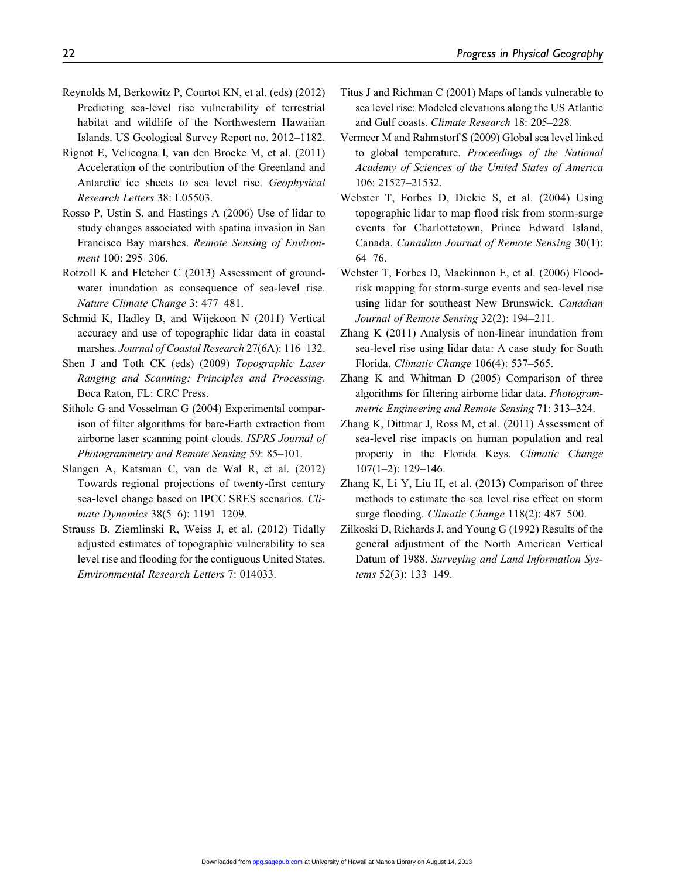Reynolds M, Berkowitz P, Courtot KN, et al. (eds) (2012) Predicting sea-level rise vulnerability of terrestrial habitat and wildlife of the Northwestern Hawaiian Islands. US Geological Survey Report no. 2012–1182.

Rignot E, Velicogna I, van den Broeke M, et al. (2011) Acceleration of the contribution of the Greenland and Antarctic ice sheets to sea level rise. *Geophysical Research Letters* 38: L05503.

Rosso P, Ustin S, and Hastings A (2006) Use of lidar to study changes associated with spatina invasion in San Francisco Bay marshes. *Remote Sensing of Environment* 100: 295–306.

Rotzoll K and Fletcher C (2013) Assessment of groundwater inundation as consequence of sea-level rise. *Nature Climate Change* 3: 477–481.

Schmid K, Hadley B, and Wijekoon N (2011) Vertical accuracy and use of topographic lidar data in coastal marshes. *Journal of Coastal Research* 27(6A): 116–132.

Shen J and Toth CK (eds) (2009) *Topographic Laser Ranging and Scanning: Principles and Processing*. Boca Raton, FL: CRC Press.

Sithole G and Vosselman G (2004) Experimental comparison of filter algorithms for bare-Earth extraction from airborne laser scanning point clouds. *ISPRS Journal of Photogrammetry and Remote Sensing* 59: 85–101.

Slangen A, Katsman C, van de Wal R, et al. (2012) Towards regional projections of twenty-first century sea-level change based on IPCC SRES scenarios. *Climate Dynamics* 38(5–6): 1191–1209.

Strauss B, Ziemlinski R, Weiss J, et al. (2012) Tidally adjusted estimates of topographic vulnerability to sea level rise and flooding for the contiguous United States. *Environmental Research Letters* 7: 014033.

Titus J and Richman C (2001) Maps of lands vulnerable to sea level rise: Modeled elevations along the US Atlantic and Gulf coasts. *Climate Research* 18: 205–228.

Vermeer M and Rahmstorf S (2009) Global sea level linked to global temperature. *Proceedings of the National Academy of Sciences of the United States of America* 106: 21527–21532.

Webster T, Forbes D, Dickie S, et al. (2004) Using topographic lidar to map flood risk from storm-surge events for Charlottetown, Prince Edward Island, Canada. *Canadian Journal of Remote Sensing* 30(1): 64–76.

Webster T, Forbes D, Mackinnon E, et al. (2006) Flood-risk mapping for storm-surge events and sea-level rise using lidar for southeast New Brunswick. *Canadian Journal of Remote Sensing* 32(2): 194–211.

Zhang K (2011) Analysis of non-linear inundation from sea-level rise using lidar data: A case study for South Florida. *Climatic Change* 106(4): 537–565.

Zhang K and Whitman D (2005) Comparison of three algorithms for filtering airborne lidar data. *Photogrammetric Engineering and Remote Sensing* 71: 313–324.

Zhang K, Dittmar J, Ross M, et al. (2011) Assessment of sea-level rise impacts on human population and real property in the Florida Keys. *Climatic Change* 107(1–2): 129–146.

Zhang K, Li Y, Liu H, et al. (2013) Comparison of three methods to estimate the sea level rise effect on storm surge flooding. *Climatic Change* 118(2): 487–500.

Zilkoski D, Richards J, and Young G (1992) Results of the general adjustment of the North American Vertical Datum of 1988. *Surveying and Land Information Systems* 52(3): 133–149.